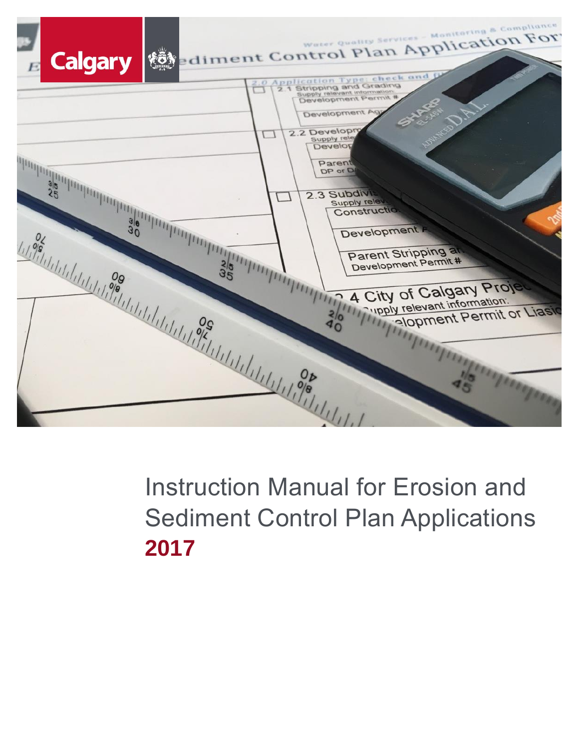# Instruction Manual for Erosion and Sediment Control Plan Applications

**2017**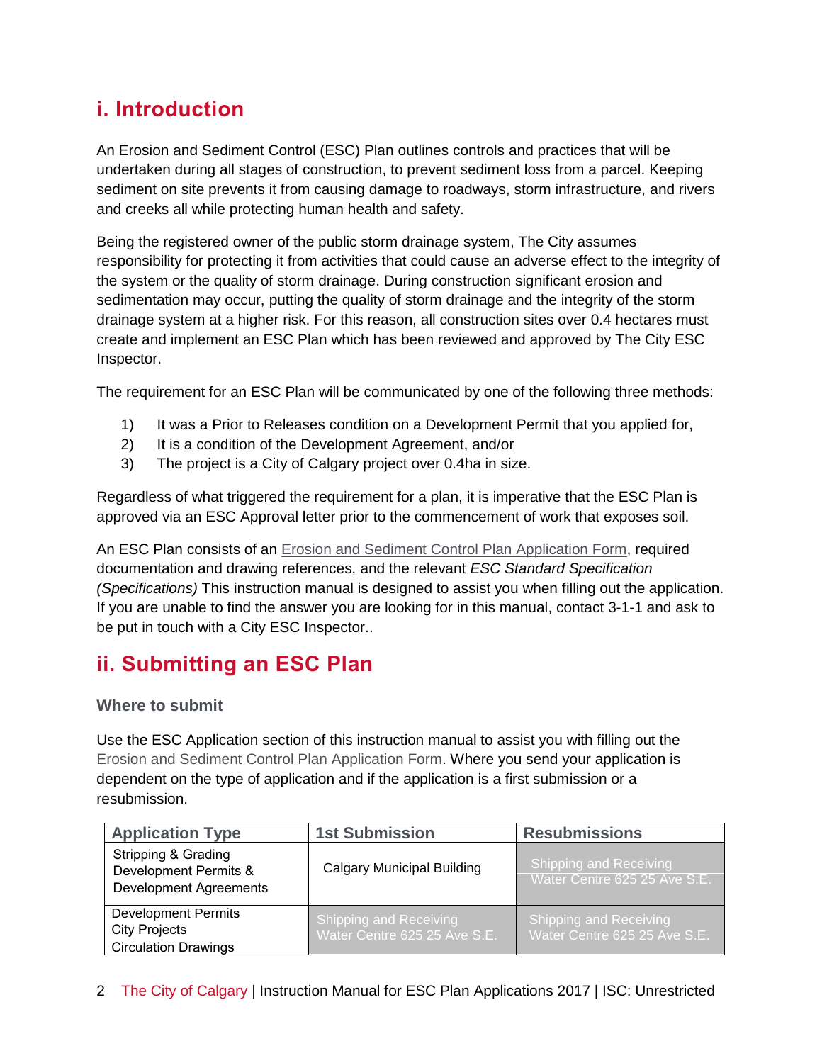## i. Introduction

An Erosion and Sediment Control (ESC) Plan outlines controls and practices that will be undertaken during all stages of construction, to prevent sediment loss from a parcel. Keeping sediment on site prevents it from causing damage to roadways, storm infrastructure, and rivers and creeks all while protecting human health and safety.

Being the registered owner of the public storm drainage system, The City assumes responsibility for protecting it from activities that could cause an adverse effect to the integrity of the system or the quality of storm drainage. During construction significant erosion and sedimentation may occur, putting the quality of storm drainage and the integrity of the storm drainage system at a higher risk. For this reason, all construction sites over 0.4 hectares must create and implement an ESC Plan which has been reviewed and approved by The City ESC Inspector.

The requirement for an ESC Plan will be communicated by one of the following three methods:

1) It was a Prior to Releases condition on a Development Permit that you applied for,
2) It is a condition of the Development Agreement, and/or
3) The project is a City of Calgary project over 0.4ha in size.

Regardless of what triggered the requirement for a plan, it is imperative that the ESC Plan is approved via an ESC Approval letter prior to the commencement of work that exposes soil.

An ESC Plan consists of an Erosion and Sediment Control Plan Application Form, required documentation and drawing references, and the relevant *ESC Standard Specification (Specifications)* This instruction manual is designed to assist you when filling out the application. If you are unable to find the answer you are looking for in this manual, contact 3-1-1 and ask to be put in touch with a City ESC Inspector..

## ii. Submitting an ESC Plan

### Where to submit

Use the ESC Application section of this instruction manual to assist you with filling out the Erosion and Sediment Control Plan Application Form. Where you send your application is dependent on the type of application and if the application is a first submission or a resubmission.

| Application Type | 1st Submission | Resubmissions |
|---|---|---|
| Stripping & Grading<br>Development Permits &<br>Development Agreements | Calgary Municipal Building | Shipping and Receiving<br>Water Centre 625 25 Ave S.E. |
| Development Permits<br>City Projects<br>Circulation Drawings | Shipping and Receiving<br>Water Centre 625 25 Ave S.E. | Shipping and Receiving<br>Water Centre 625 25 Ave S.E. |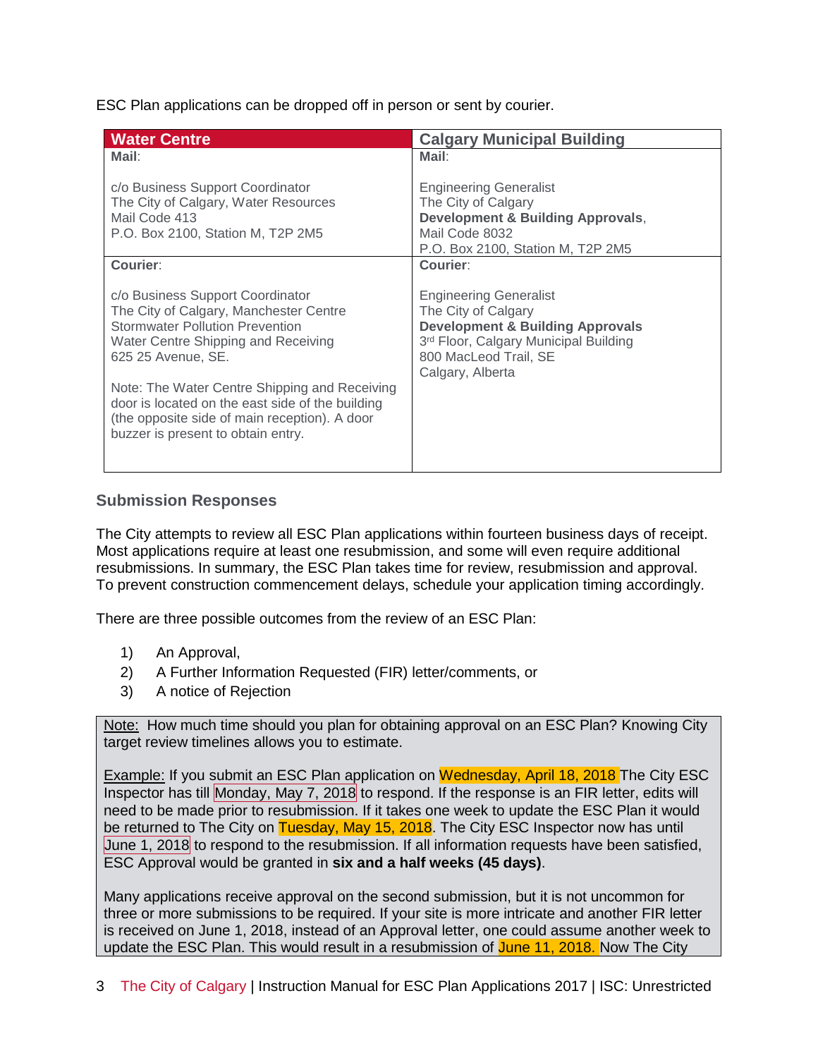ESC Plan applications can be dropped off in person or sent by courier.

| Water Centre | Calgary Municipal Building |
|---|---|
| **Mail**:<br><br>c/o Business Support Coordinator<br>The City of Calgary, Water Resources<br>Mail Code 413<br>P.O. Box 2100, Station M, T2P 2M5 | **Mail**:<br><br>Engineering Generalist<br>The City of Calgary<br>**Development & Building Approvals**,<br>Mail Code 8032<br>P.O. Box 2100, Station M, T2P 2M5 |
| **Courier**:<br><br>c/o Business Support Coordinator<br>The City of Calgary, Manchester Centre<br>Stormwater Pollution Prevention<br>Water Centre Shipping and Receiving<br>625 25 Avenue, SE.<br><br>Note: The Water Centre Shipping and Receiving door is located on the east side of the building (the opposite side of main reception). A door buzzer is present to obtain entry. | **Courier**:<br><br>Engineering Generalist<br>The City of Calgary<br>**Development & Building Approvals**<br>3rd Floor, Calgary Municipal Building<br>800 MacLeod Trail, SE<br>Calgary, Alberta |

### Submission Responses

The City attempts to review all ESC Plan applications within fourteen business days of receipt. Most applications require at least one resubmission, and some will even require additional resubmissions. In summary, the ESC Plan takes time for review, resubmission and approval. To prevent construction commencement delays, schedule your application timing accordingly.

There are three possible outcomes from the review of an ESC Plan:

1) An Approval,
2) A Further Information Requested (FIR) letter/comments, or
3) A notice of Rejection

> Note: How much time should you plan for obtaining approval on an ESC Plan? Knowing City target review timelines allows you to estimate.
>
> Example: If you submit an ESC Plan application on Wednesday, April 18, 2018 The City ESC Inspector has till Monday, May 7, 2018 to respond. If the response is an FIR letter, edits will need to be made prior to resubmission. If it takes one week to update the ESC Plan it would be returned to The City on Tuesday, May 15, 2018. The City ESC Inspector now has until June 1, 2018 to respond to the resubmission. If all information requests have been satisfied, ESC Approval would be granted in **six and a half weeks (45 days)**.
>
> Many applications receive approval on the second submission, but it is not uncommon for three or more submissions to be required. If your site is more intricate and another FIR letter is received on June 1, 2018, instead of an Approval letter, one could assume another week to update the ESC Plan. This would result in a resubmission of June 11, 2018. Now The City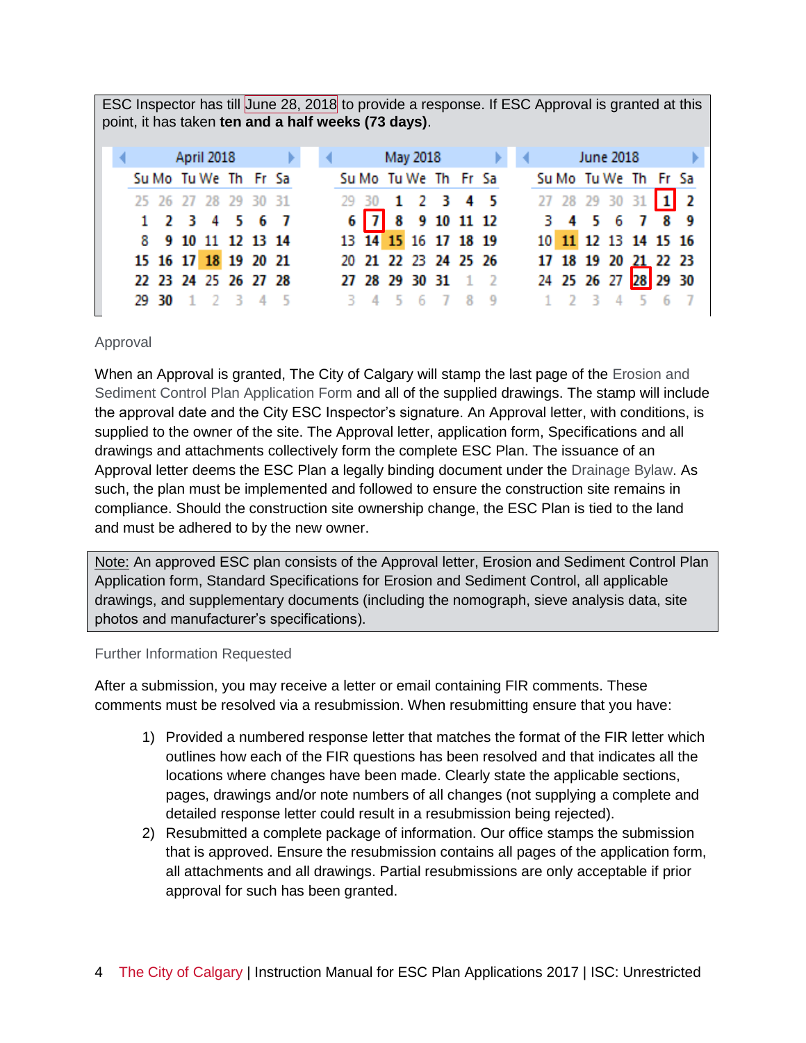ESC Inspector has till June 28, 2018 to provide a response. If ESC Approval is granted at this point, it has taken **ten and a half weeks (73 days)**.

| April 2018 | | | | | | |
|---|---|---|---|---|---|---|
| Su | Mo | Tu | We | Th | Fr | Sa |
| 25 | 26 | 27 | 28 | 29 | 30 | 31 |
| 1 | 2 | 3 | 4 | 5 | 6 | 7 |
| 8 | 9 | 10 | 11 | 12 | 13 | 14 |
| 15 | 16 | 17 | 18 | 19 | 20 | 21 |
| 22 | 23 | 24 | 25 | 26 | 27 | 28 |
| 29 | 30 | 1 | 2 | 3 | 4 | 5 |

| May 2018 | | | | | | |
|---|---|---|---|---|---|---|
| Su | Mo | Tu | We | Th | Fr | Sa |
| 29 | 30 | 1 | 2 | 3 | 4 | 5 |
| 6 | 7 | 8 | 9 | 10 | 11 | 12 |
| 13 | 14 | 15 | 16 | 17 | 18 | 19 |
| 20 | 21 | 22 | 23 | 24 | 25 | 26 |
| 27 | 28 | 29 | 30 | 31 | 1 | 2 |
| 3 | 4 | 5 | 6 | 7 | 8 | 9 |

| June 2018 | | | | | | |
|---|---|---|---|---|---|---|
| Su | Mo | Tu | We | Th | Fr | Sa |
| 27 | 28 | 29 | 30 | 31 | 1 | 2 |
| 3 | 4 | 5 | 6 | 7 | 8 | 9 |
| 10 | 11 | 12 | 13 | 14 | 15 | 16 |
| 17 | 18 | 19 | 20 | 21 | 22 | 23 |
| 24 | 25 | 26 | 27 | 28 | 29 | 30 |
| 1 | 2 | 3 | 4 | 5 | 6 | 7 |

### Approval

When an Approval is granted, The City of Calgary will stamp the last page of the Erosion and Sediment Control Plan Application Form and all of the supplied drawings. The stamp will include the approval date and the City ESC Inspector's signature. An Approval letter, with conditions, is supplied to the owner of the site. The Approval letter, application form, Specifications and all drawings and attachments collectively form the complete ESC Plan. The issuance of an Approval letter deems the ESC Plan a legally binding document under the Drainage Bylaw. As such, the plan must be implemented and followed to ensure the construction site remains in compliance. Should the construction site ownership change, the ESC Plan is tied to the land and must be adhered to by the new owner.

Note: An approved ESC plan consists of the Approval letter, Erosion and Sediment Control Plan Application form, Standard Specifications for Erosion and Sediment Control, all applicable drawings, and supplementary documents (including the nomograph, sieve analysis data, site photos and manufacturer's specifications).

### Further Information Requested

After a submission, you may receive a letter or email containing FIR comments. These comments must be resolved via a resubmission. When resubmitting ensure that you have:

1) Provided a numbered response letter that matches the format of the FIR letter which outlines how each of the FIR questions has been resolved and that indicates all the locations where changes have been made. Clearly state the applicable sections, pages, drawings and/or note numbers of all changes (not supplying a complete and detailed response letter could result in a resubmission being rejected).
2) Resubmitted a complete package of information. Our office stamps the submission that is approved. Ensure the resubmission contains all pages of the application form, all attachments and all drawings. Partial resubmissions are only acceptable if prior approval for such has been granted.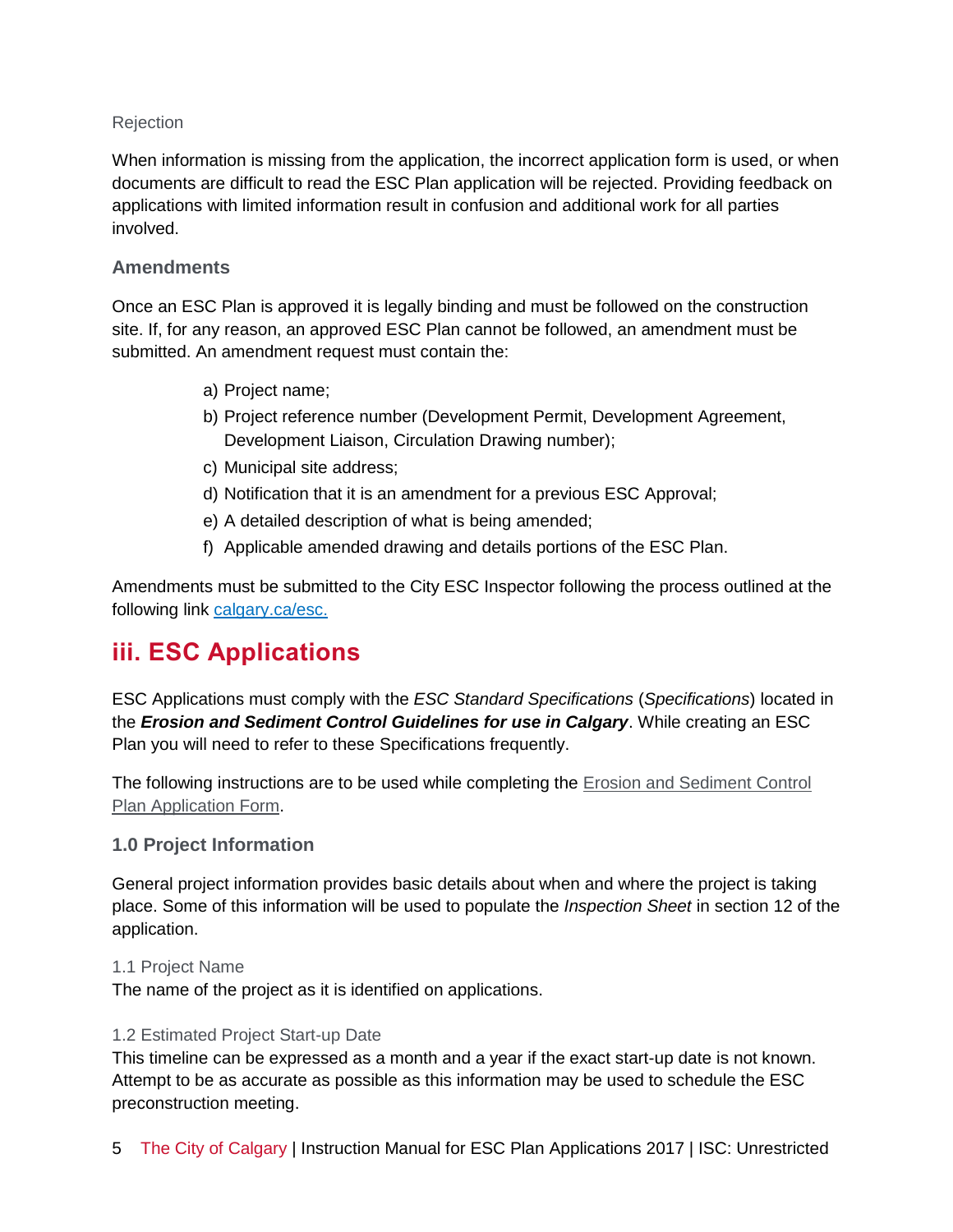#### Rejection

When information is missing from the application, the incorrect application form is used, or when documents are difficult to read the ESC Plan application will be rejected. Providing feedback on applications with limited information result in confusion and additional work for all parties involved.

### Amendments

Once an ESC Plan is approved it is legally binding and must be followed on the construction site. If, for any reason, an approved ESC Plan cannot be followed, an amendment must be submitted. An amendment request must contain the:

a) Project name;
b) Project reference number (Development Permit, Development Agreement, Development Liaison, Circulation Drawing number);
c) Municipal site address;
d) Notification that it is an amendment for a previous ESC Approval;
e) A detailed description of what is being amended;
f) Applicable amended drawing and details portions of the ESC Plan.

Amendments must be submitted to the City ESC Inspector following the process outlined at the following link [calgary.ca/esc.](calgary.ca/esc)

## iii. ESC Applications

ESC Applications must comply with the *ESC Standard Specifications* (*Specifications*) located in the ***Erosion and Sediment Control Guidelines for use in Calgary***. While creating an ESC Plan you will need to refer to these Specifications frequently.

The following instructions are to be used while completing the Erosion and Sediment Control Plan Application Form.

### 1.0 Project Information

General project information provides basic details about when and where the project is taking place. Some of this information will be used to populate the *Inspection Sheet* in section 12 of the application.

#### 1.1 Project Name

The name of the project as it is identified on applications.

#### 1.2 Estimated Project Start-up Date

This timeline can be expressed as a month and a year if the exact start-up date is not known. Attempt to be as accurate as possible as this information may be used to schedule the ESC preconstruction meeting.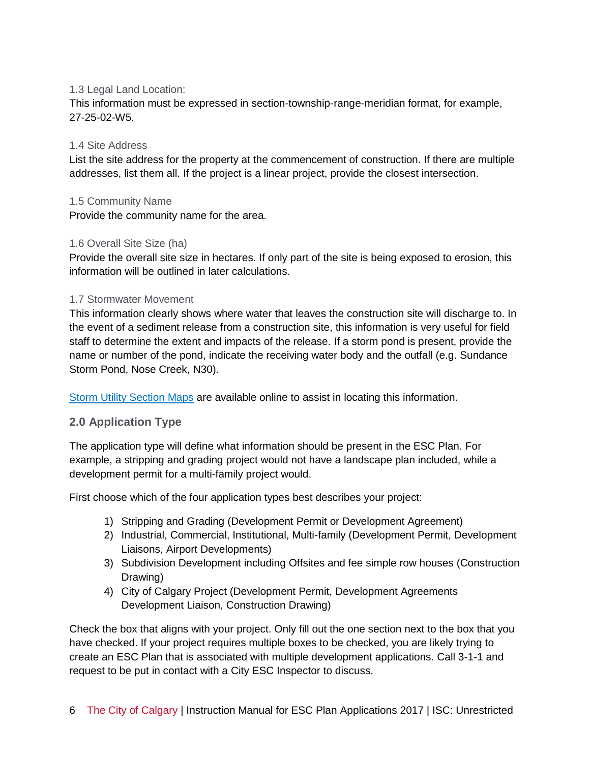### 1.3 Legal Land Location:

This information must be expressed in section-township-range-meridian format, for example, 27-25-02-W5.

### 1.4 Site Address

List the site address for the property at the commencement of construction. If there are multiple addresses, list them all. If the project is a linear project, provide the closest intersection.

### 1.5 Community Name

Provide the community name for the area.

### 1.6 Overall Site Size (ha)

Provide the overall site size in hectares. If only part of the site is being exposed to erosion, this information will be outlined in later calculations.

### 1.7 Stormwater Movement

This information clearly shows where water that leaves the construction site will discharge to. In the event of a sediment release from a construction site, this information is very useful for field staff to determine the extent and impacts of the release. If a storm pond is present, provide the name or number of the pond, indicate the receiving water body and the outfall (e.g. Sundance Storm Pond, Nose Creek, N30).

Storm Utility Section Maps are available online to assist in locating this information.

## 2.0 Application Type

The application type will define what information should be present in the ESC Plan. For example, a stripping and grading project would not have a landscape plan included, while a development permit for a multi-family project would.

First choose which of the four application types best describes your project:

1) Stripping and Grading (Development Permit or Development Agreement)
2) Industrial, Commercial, Institutional, Multi-family (Development Permit, Development Liaisons, Airport Developments)
3) Subdivision Development including Offsites and fee simple row houses (Construction Drawing)
4) City of Calgary Project (Development Permit, Development Agreements Development Liaison, Construction Drawing)

Check the box that aligns with your project. Only fill out the one section next to the box that you have checked. If your project requires multiple boxes to be checked, you are likely trying to create an ESC Plan that is associated with multiple development applications. Call 3-1-1 and request to be put in contact with a City ESC Inspector to discuss.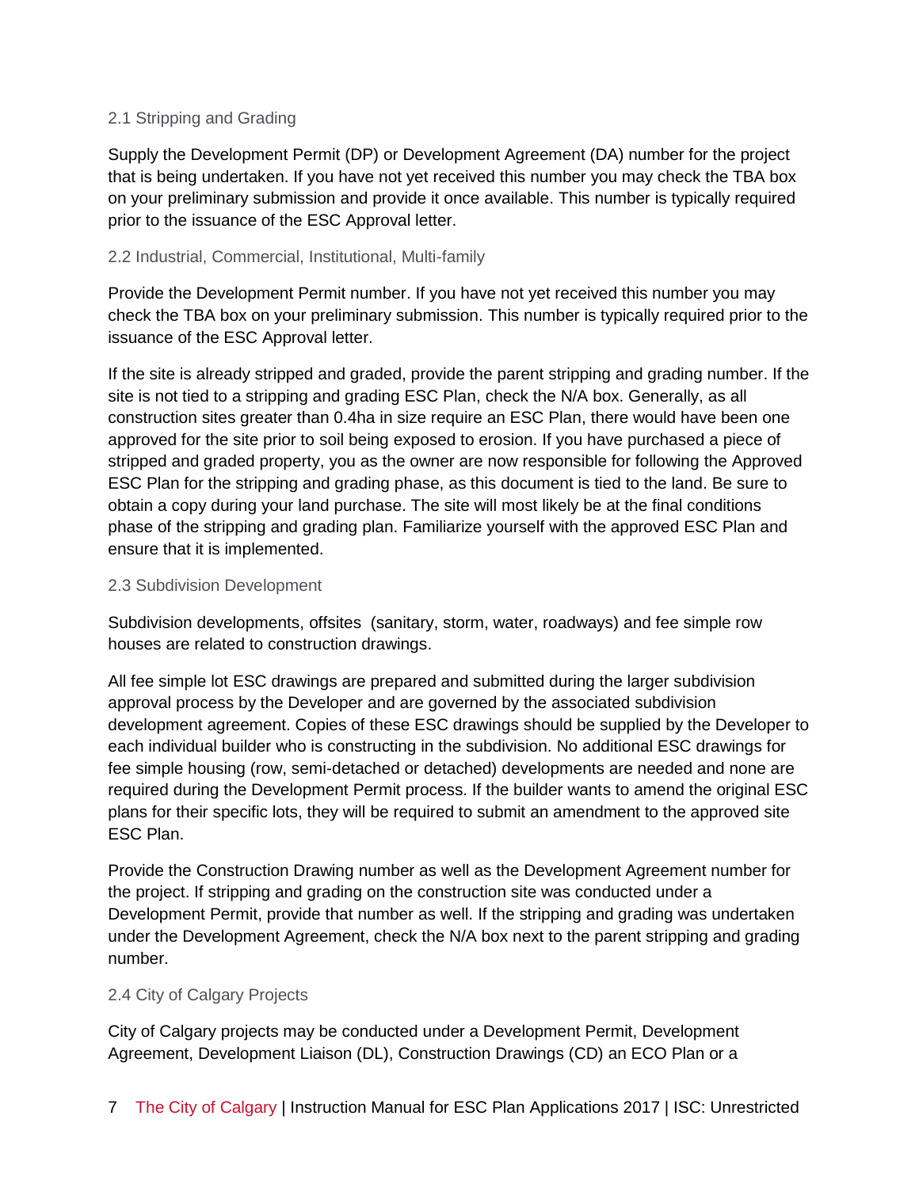### 2.1 Stripping and Grading

Supply the Development Permit (DP) or Development Agreement (DA) number for the project that is being undertaken. If you have not yet received this number you may check the TBA box on your preliminary submission and provide it once available. This number is typically required prior to the issuance of the ESC Approval letter.

### 2.2 Industrial, Commercial, Institutional, Multi-family

Provide the Development Permit number. If you have not yet received this number you may check the TBA box on your preliminary submission. This number is typically required prior to the issuance of the ESC Approval letter.

If the site is already stripped and graded, provide the parent stripping and grading number. If the site is not tied to a stripping and grading ESC Plan, check the N/A box. Generally, as all construction sites greater than 0.4ha in size require an ESC Plan, there would have been one approved for the site prior to soil being exposed to erosion. If you have purchased a piece of stripped and graded property, you as the owner are now responsible for following the Approved ESC Plan for the stripping and grading phase, as this document is tied to the land. Be sure to obtain a copy during your land purchase. The site will most likely be at the final conditions phase of the stripping and grading plan. Familiarize yourself with the approved ESC Plan and ensure that it is implemented.

### 2.3 Subdivision Development

Subdivision developments, offsites (sanitary, storm, water, roadways) and fee simple row houses are related to construction drawings.

All fee simple lot ESC drawings are prepared and submitted during the larger subdivision approval process by the Developer and are governed by the associated subdivision development agreement. Copies of these ESC drawings should be supplied by the Developer to each individual builder who is constructing in the subdivision. No additional ESC drawings for fee simple housing (row, semi-detached or detached) developments are needed and none are required during the Development Permit process. If the builder wants to amend the original ESC plans for their specific lots, they will be required to submit an amendment to the approved site ESC Plan.

Provide the Construction Drawing number as well as the Development Agreement number for the project. If stripping and grading on the construction site was conducted under a Development Permit, provide that number as well. If the stripping and grading was undertaken under the Development Agreement, check the N/A box next to the parent stripping and grading number.

### 2.4 City of Calgary Projects

City of Calgary projects may be conducted under a Development Permit, Development Agreement, Development Liaison (DL), Construction Drawings (CD) an ECO Plan or a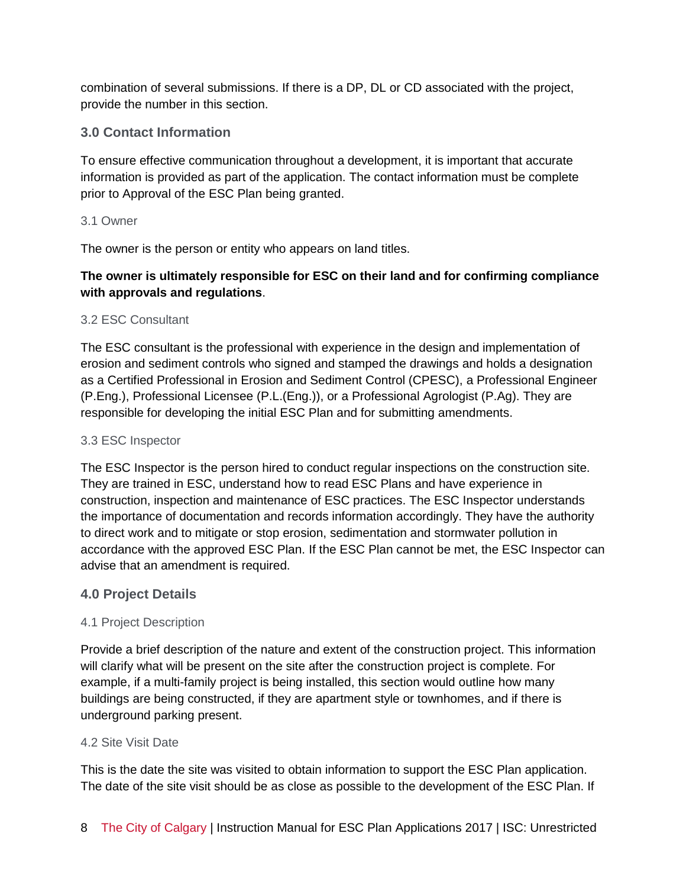combination of several submissions. If there is a DP, DL or CD associated with the project, provide the number in this section.

## 3.0 Contact Information

To ensure effective communication throughout a development, it is important that accurate information is provided as part of the application. The contact information must be complete prior to Approval of the ESC Plan being granted.

### 3.1 Owner

The owner is the person or entity who appears on land titles.

**The owner is ultimately responsible for ESC on their land and for confirming compliance with approvals and regulations**.

### 3.2 ESC Consultant

The ESC consultant is the professional with experience in the design and implementation of erosion and sediment controls who signed and stamped the drawings and holds a designation as a Certified Professional in Erosion and Sediment Control (CPESC), a Professional Engineer (P.Eng.), Professional Licensee (P.L.(Eng.)), or a Professional Agrologist (P.Ag). They are responsible for developing the initial ESC Plan and for submitting amendments.

### 3.3 ESC Inspector

The ESC Inspector is the person hired to conduct regular inspections on the construction site. They are trained in ESC, understand how to read ESC Plans and have experience in construction, inspection and maintenance of ESC practices. The ESC Inspector understands the importance of documentation and records information accordingly. They have the authority to direct work and to mitigate or stop erosion, sedimentation and stormwater pollution in accordance with the approved ESC Plan. If the ESC Plan cannot be met, the ESC Inspector can advise that an amendment is required.

## 4.0 Project Details

### 4.1 Project Description

Provide a brief description of the nature and extent of the construction project. This information will clarify what will be present on the site after the construction project is complete. For example, if a multi-family project is being installed, this section would outline how many buildings are being constructed, if they are apartment style or townhomes, and if there is underground parking present.

### 4.2 Site Visit Date

This is the date the site was visited to obtain information to support the ESC Plan application. The date of the site visit should be as close as possible to the development of the ESC Plan. If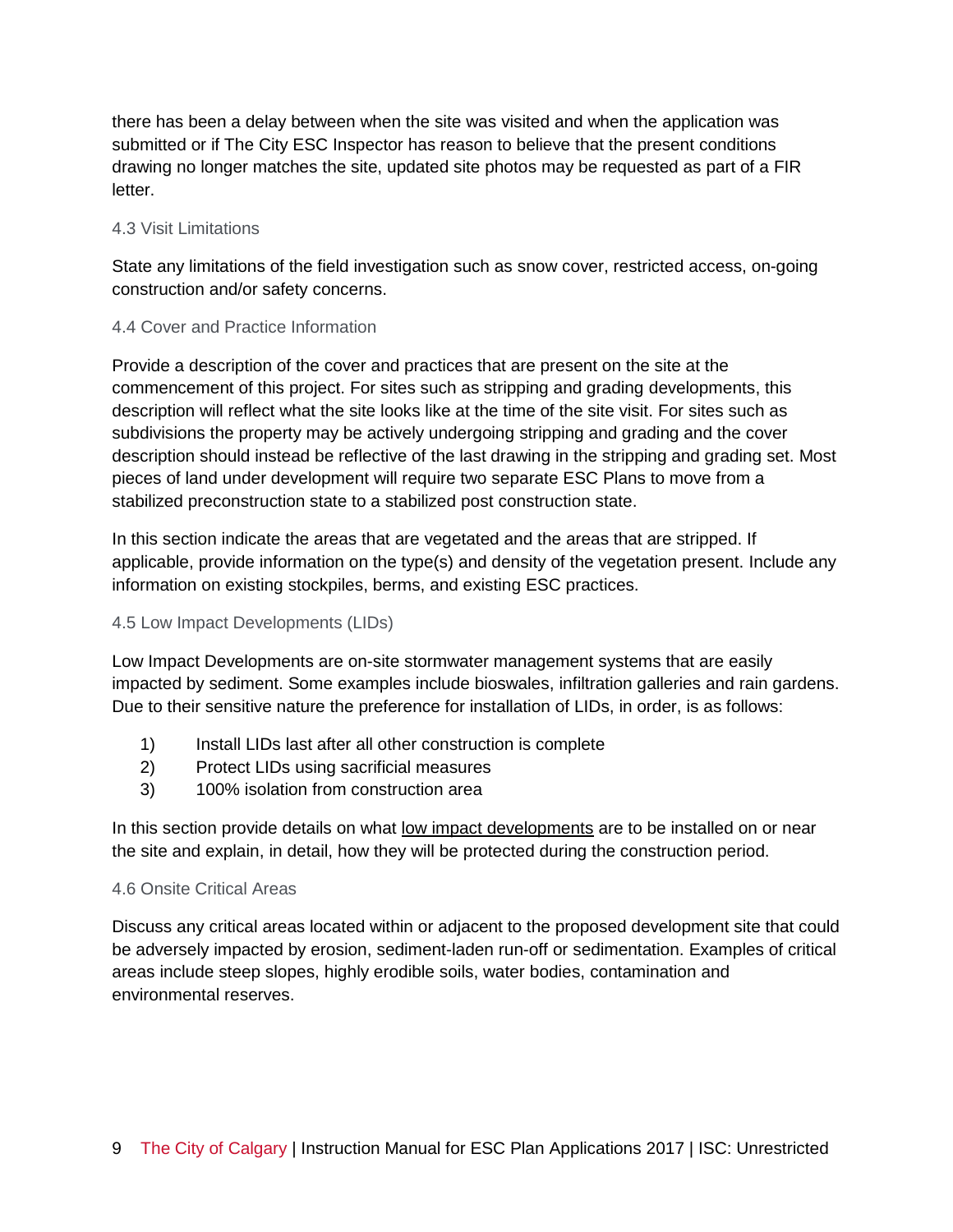there has been a delay between when the site was visited and when the application was submitted or if The City ESC Inspector has reason to believe that the present conditions drawing no longer matches the site, updated site photos may be requested as part of a FIR letter.

### 4.3 Visit Limitations

State any limitations of the field investigation such as snow cover, restricted access, on-going construction and/or safety concerns.

### 4.4 Cover and Practice Information

Provide a description of the cover and practices that are present on the site at the commencement of this project. For sites such as stripping and grading developments, this description will reflect what the site looks like at the time of the site visit. For sites such as subdivisions the property may be actively undergoing stripping and grading and the cover description should instead be reflective of the last drawing in the stripping and grading set. Most pieces of land under development will require two separate ESC Plans to move from a stabilized preconstruction state to a stabilized post construction state.

In this section indicate the areas that are vegetated and the areas that are stripped. If applicable, provide information on the type(s) and density of the vegetation present. Include any information on existing stockpiles, berms, and existing ESC practices.

### 4.5 Low Impact Developments (LIDs)

Low Impact Developments are on-site stormwater management systems that are easily impacted by sediment. Some examples include bioswales, infiltration galleries and rain gardens. Due to their sensitive nature the preference for installation of LIDs, in order, is as follows:

1) Install LIDs last after all other construction is complete
2) Protect LIDs using sacrificial measures
3) 100% isolation from construction area

In this section provide details on what low impact developments are to be installed on or near the site and explain, in detail, how they will be protected during the construction period.

### 4.6 Onsite Critical Areas

Discuss any critical areas located within or adjacent to the proposed development site that could be adversely impacted by erosion, sediment-laden run-off or sedimentation. Examples of critical areas include steep slopes, highly erodible soils, water bodies, contamination and environmental reserves.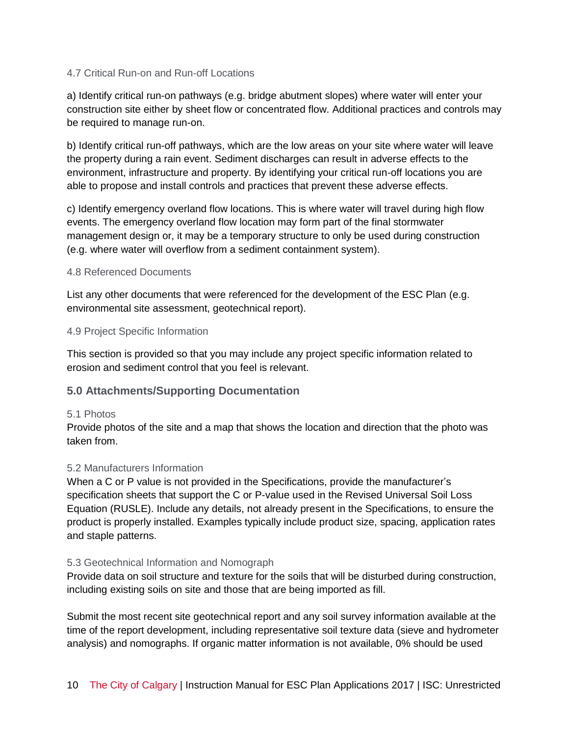#### 4.7 Critical Run-on and Run-off Locations

a) Identify critical run-on pathways (e.g. bridge abutment slopes) where water will enter your construction site either by sheet flow or concentrated flow. Additional practices and controls may be required to manage run-on.

b) Identify critical run-off pathways, which are the low areas on your site where water will leave the property during a rain event. Sediment discharges can result in adverse effects to the environment, infrastructure and property. By identifying your critical run-off locations you are able to propose and install controls and practices that prevent these adverse effects.

c) Identify emergency overland flow locations. This is where water will travel during high flow events. The emergency overland flow location may form part of the final stormwater management design or, it may be a temporary structure to only be used during construction (e.g. where water will overflow from a sediment containment system).

#### 4.8 Referenced Documents

List any other documents that were referenced for the development of the ESC Plan (e.g. environmental site assessment, geotechnical report).

#### 4.9 Project Specific Information

This section is provided so that you may include any project specific information related to erosion and sediment control that you feel is relevant.

### 5.0 Attachments/Supporting Documentation

#### 5.1 Photos

Provide photos of the site and a map that shows the location and direction that the photo was taken from.

#### 5.2 Manufacturers Information

When a C or P value is not provided in the Specifications, provide the manufacturer's specification sheets that support the C or P-value used in the Revised Universal Soil Loss Equation (RUSLE). Include any details, not already present in the Specifications, to ensure the product is properly installed. Examples typically include product size, spacing, application rates and staple patterns.

#### 5.3 Geotechnical Information and Nomograph

Provide data on soil structure and texture for the soils that will be disturbed during construction, including existing soils on site and those that are being imported as fill.

Submit the most recent site geotechnical report and any soil survey information available at the time of the report development, including representative soil texture data (sieve and hydrometer analysis) and nomographs. If organic matter information is not available, 0% should be used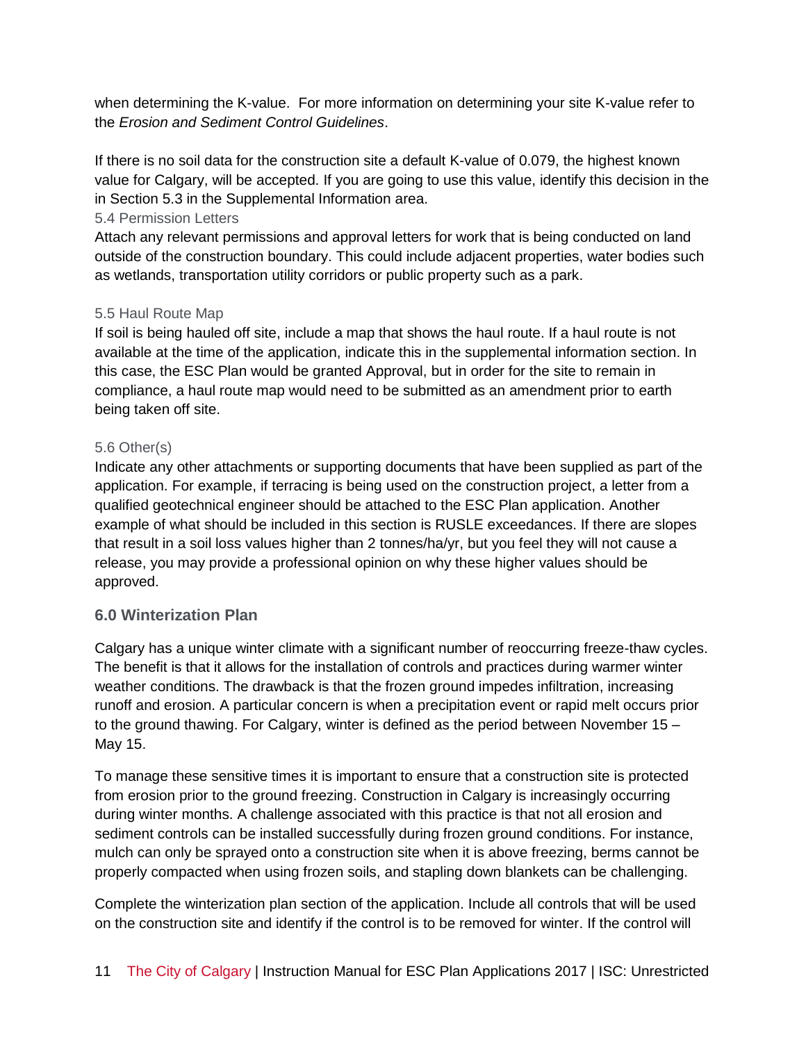when determining the K-value. For more information on determining your site K-value refer to the *Erosion and Sediment Control Guidelines*.

If there is no soil data for the construction site a default K-value of 0.079, the highest known value for Calgary, will be accepted. If you are going to use this value, identify this decision in the in Section 5.3 in the Supplemental Information area.

### 5.4 Permission Letters

Attach any relevant permissions and approval letters for work that is being conducted on land outside of the construction boundary. This could include adjacent properties, water bodies such as wetlands, transportation utility corridors or public property such as a park.

### 5.5 Haul Route Map

If soil is being hauled off site, include a map that shows the haul route. If a haul route is not available at the time of the application, indicate this in the supplemental information section. In this case, the ESC Plan would be granted Approval, but in order for the site to remain in compliance, a haul route map would need to be submitted as an amendment prior to earth being taken off site.

### 5.6 Other(s)

Indicate any other attachments or supporting documents that have been supplied as part of the application. For example, if terracing is being used on the construction project, a letter from a qualified geotechnical engineer should be attached to the ESC Plan application. Another example of what should be included in this section is RUSLE exceedances. If there are slopes that result in a soil loss values higher than 2 tonnes/ha/yr, but you feel they will not cause a release, you may provide a professional opinion on why these higher values should be approved.

## 6.0 Winterization Plan

Calgary has a unique winter climate with a significant number of reoccurring freeze-thaw cycles. The benefit is that it allows for the installation of controls and practices during warmer winter weather conditions. The drawback is that the frozen ground impedes infiltration, increasing runoff and erosion. A particular concern is when a precipitation event or rapid melt occurs prior to the ground thawing. For Calgary, winter is defined as the period between November 15 – May 15.

To manage these sensitive times it is important to ensure that a construction site is protected from erosion prior to the ground freezing. Construction in Calgary is increasingly occurring during winter months. A challenge associated with this practice is that not all erosion and sediment controls can be installed successfully during frozen ground conditions. For instance, mulch can only be sprayed onto a construction site when it is above freezing, berms cannot be properly compacted when using frozen soils, and stapling down blankets can be challenging.

Complete the winterization plan section of the application. Include all controls that will be used on the construction site and identify if the control is to be removed for winter. If the control will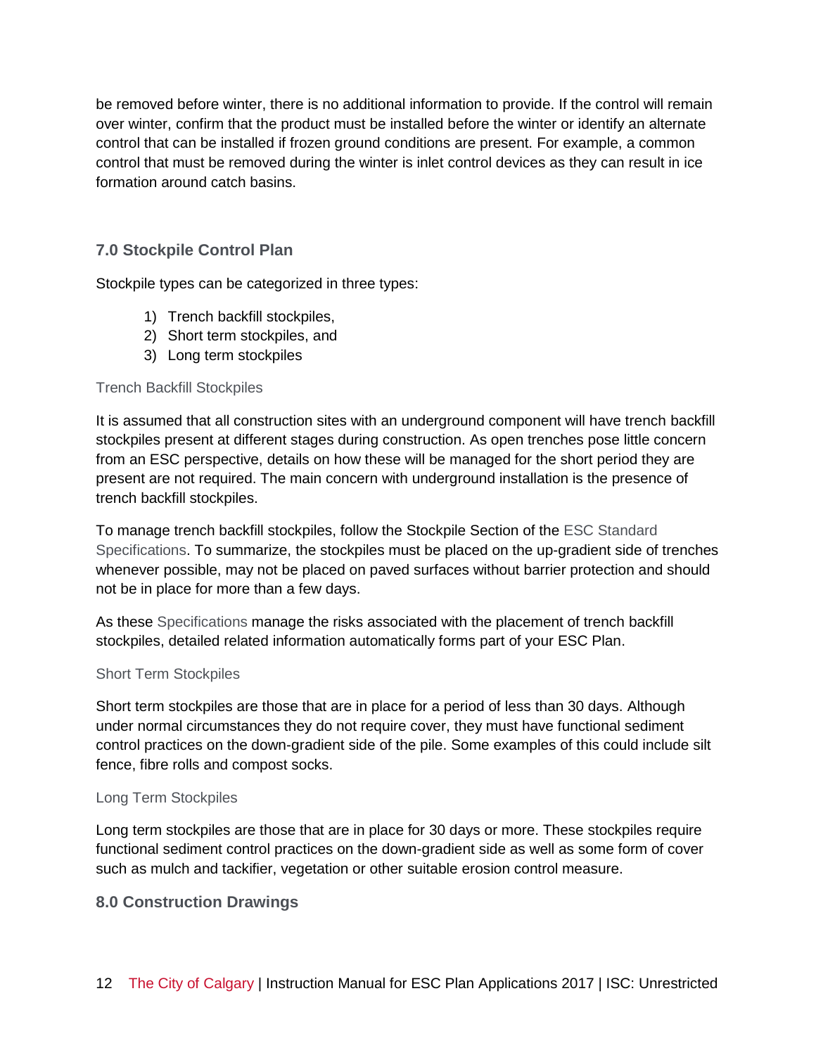be removed before winter, there is no additional information to provide. If the control will remain over winter, confirm that the product must be installed before the winter or identify an alternate control that can be installed if frozen ground conditions are present. For example, a common control that must be removed during the winter is inlet control devices as they can result in ice formation around catch basins.

## 7.0 Stockpile Control Plan

Stockpile types can be categorized in three types:

1) Trench backfill stockpiles,
2) Short term stockpiles, and
3) Long term stockpiles

### Trench Backfill Stockpiles

It is assumed that all construction sites with an underground component will have trench backfill stockpiles present at different stages during construction. As open trenches pose little concern from an ESC perspective, details on how these will be managed for the short period they are present are not required. The main concern with underground installation is the presence of trench backfill stockpiles.

To manage trench backfill stockpiles, follow the Stockpile Section of the ESC Standard Specifications. To summarize, the stockpiles must be placed on the up-gradient side of trenches whenever possible, may not be placed on paved surfaces without barrier protection and should not be in place for more than a few days.

As these Specifications manage the risks associated with the placement of trench backfill stockpiles, detailed related information automatically forms part of your ESC Plan.

### Short Term Stockpiles

Short term stockpiles are those that are in place for a period of less than 30 days. Although under normal circumstances they do not require cover, they must have functional sediment control practices on the down-gradient side of the pile. Some examples of this could include silt fence, fibre rolls and compost socks.

### Long Term Stockpiles

Long term stockpiles are those that are in place for 30 days or more. These stockpiles require functional sediment control practices on the down-gradient side as well as some form of cover such as mulch and tackifier, vegetation or other suitable erosion control measure.

## 8.0 Construction Drawings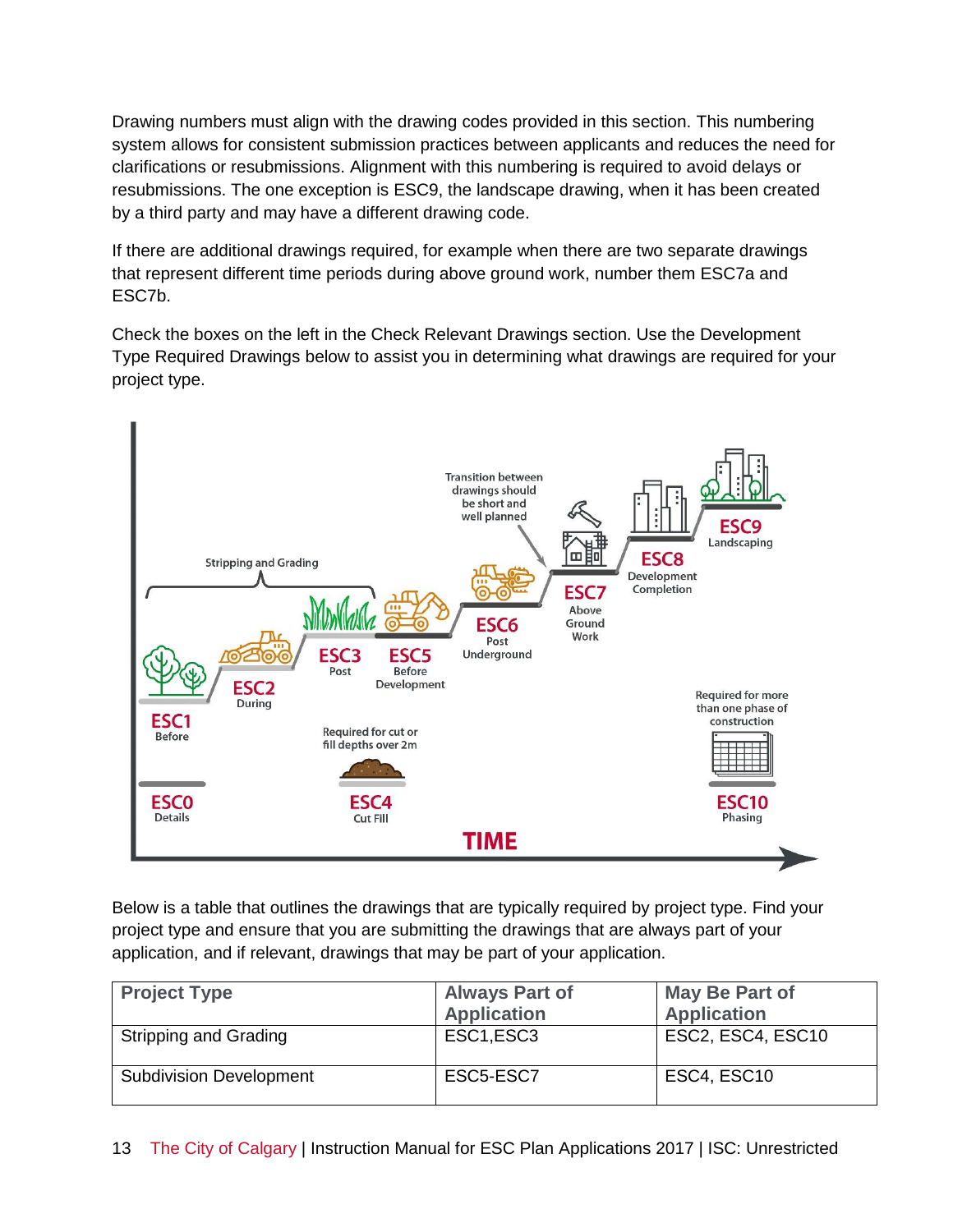Drawing numbers must align with the drawing codes provided in this section. This numbering system allows for consistent submission practices between applicants and reduces the need for clarifications or resubmissions. Alignment with this numbering is required to avoid delays or resubmissions. The one exception is ESC9, the landscape drawing, when it has been created by a third party and may have a different drawing code.

If there are additional drawings required, for example when there are two separate drawings that represent different time periods during above ground work, number them ESC7a and ESC7b.

Check the boxes on the left in the Check Relevant Drawings section. Use the Development Type Required Drawings below to assist you in determining what drawings are required for your project type.

Below is a table that outlines the drawings that are typically required by project type. Find your project type and ensure that you are submitting the drawings that are always part of your application, and if relevant, drawings that may be part of your application.

| Project Type | Always Part of Application | May Be Part of Application |
| --- | --- | --- |
| Stripping and Grading | ESC1,ESC3 | ESC2, ESC4, ESC10 |
| Subdivision Development | ESC5-ESC7 | ESC4, ESC10 |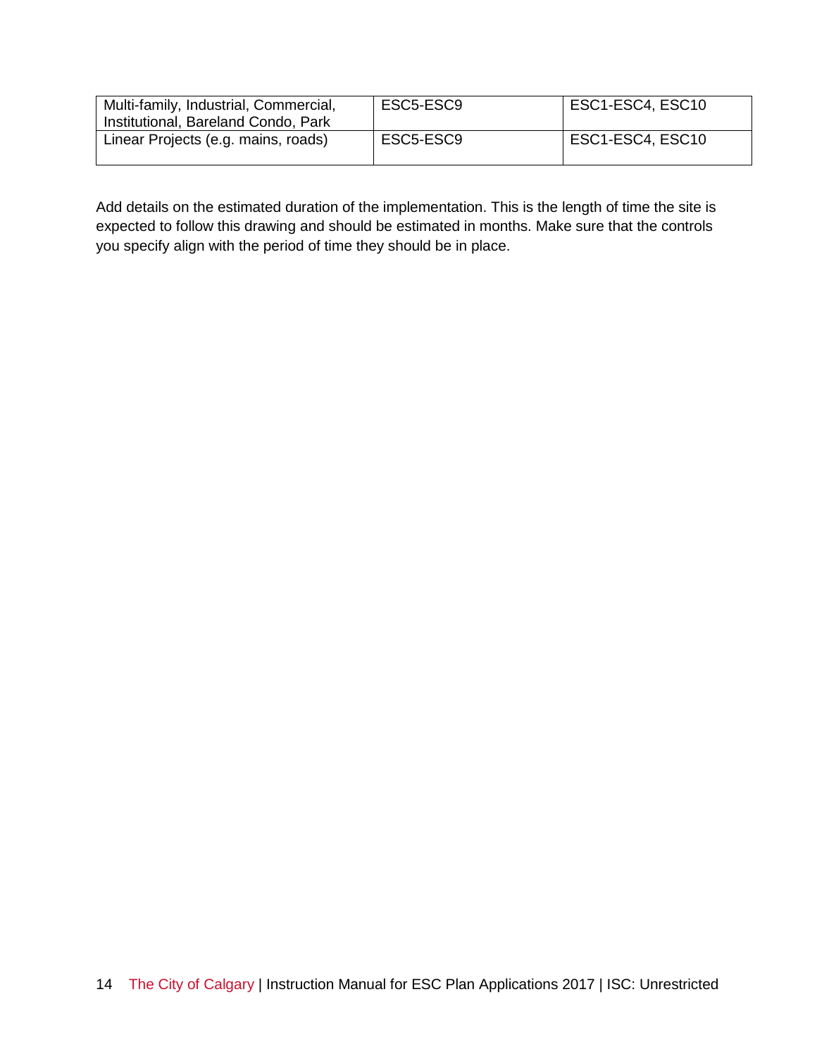| | | |
|---|---|---|
| Multi-family, Industrial, Commercial, Institutional, Bareland Condo, Park | ESC5-ESC9 | ESC1-ESC4, ESC10 |
| Linear Projects (e.g. mains, roads) | ESC5-ESC9 | ESC1-ESC4, ESC10 |

Add details on the estimated duration of the implementation. This is the length of time the site is expected to follow this drawing and should be estimated in months. Make sure that the controls you specify align with the period of time they should be in place.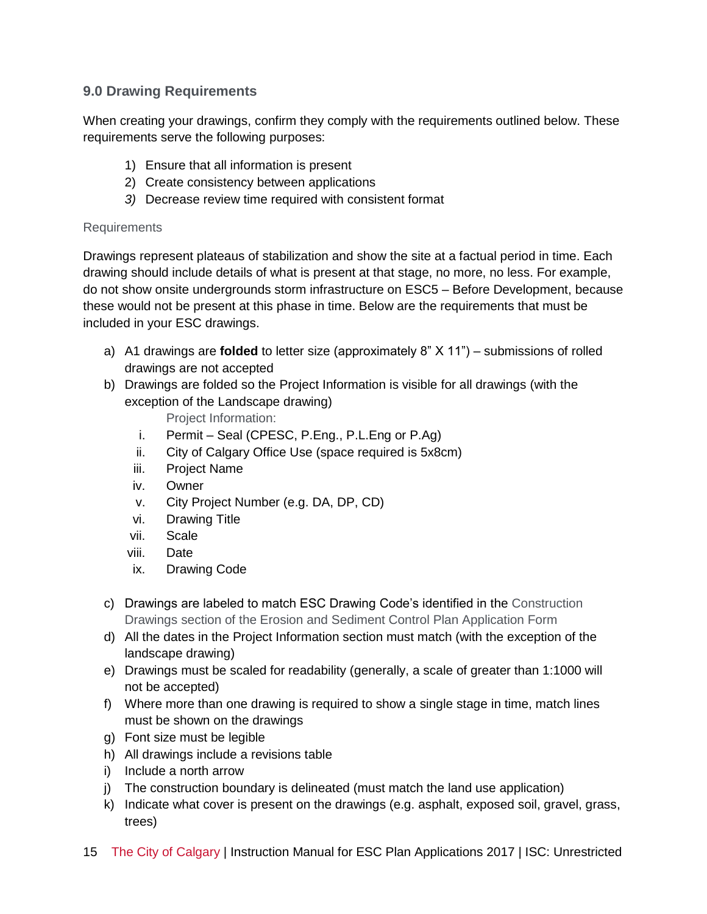## 9.0 Drawing Requirements

When creating your drawings, confirm they comply with the requirements outlined below. These requirements serve the following purposes:

1) Ensure that all information is present
2) Create consistency between applications
3) Decrease review time required with consistent format

### Requirements

Drawings represent plateaus of stabilization and show the site at a factual period in time. Each drawing should include details of what is present at that stage, no more, no less. For example, do not show onsite undergrounds storm infrastructure on ESC5 – Before Development, because these would not be present at this phase in time. Below are the requirements that must be included in your ESC drawings.

a) A1 drawings are **folded** to letter size (approximately 8" X 11") – submissions of rolled drawings are not accepted
b) Drawings are folded so the Project Information is visible for all drawings (with the exception of the Landscape drawing)

   Project Information:

   i. Permit – Seal (CPESC, P.Eng., P.L.Eng or P.Ag)
   ii. City of Calgary Office Use (space required is 5x8cm)
   iii. Project Name
   iv. Owner
   v. City Project Number (e.g. DA, DP, CD)
   vi. Drawing Title
   vii. Scale
   viii. Date
   ix. Drawing Code

c) Drawings are labeled to match ESC Drawing Code's identified in the Construction Drawings section of the Erosion and Sediment Control Plan Application Form
d) All the dates in the Project Information section must match (with the exception of the landscape drawing)
e) Drawings must be scaled for readability (generally, a scale of greater than 1:1000 will not be accepted)
f) Where more than one drawing is required to show a single stage in time, match lines must be shown on the drawings
g) Font size must be legible
h) All drawings include a revisions table
i) Include a north arrow
j) The construction boundary is delineated (must match the land use application)
k) Indicate what cover is present on the drawings (e.g. asphalt, exposed soil, gravel, grass, trees)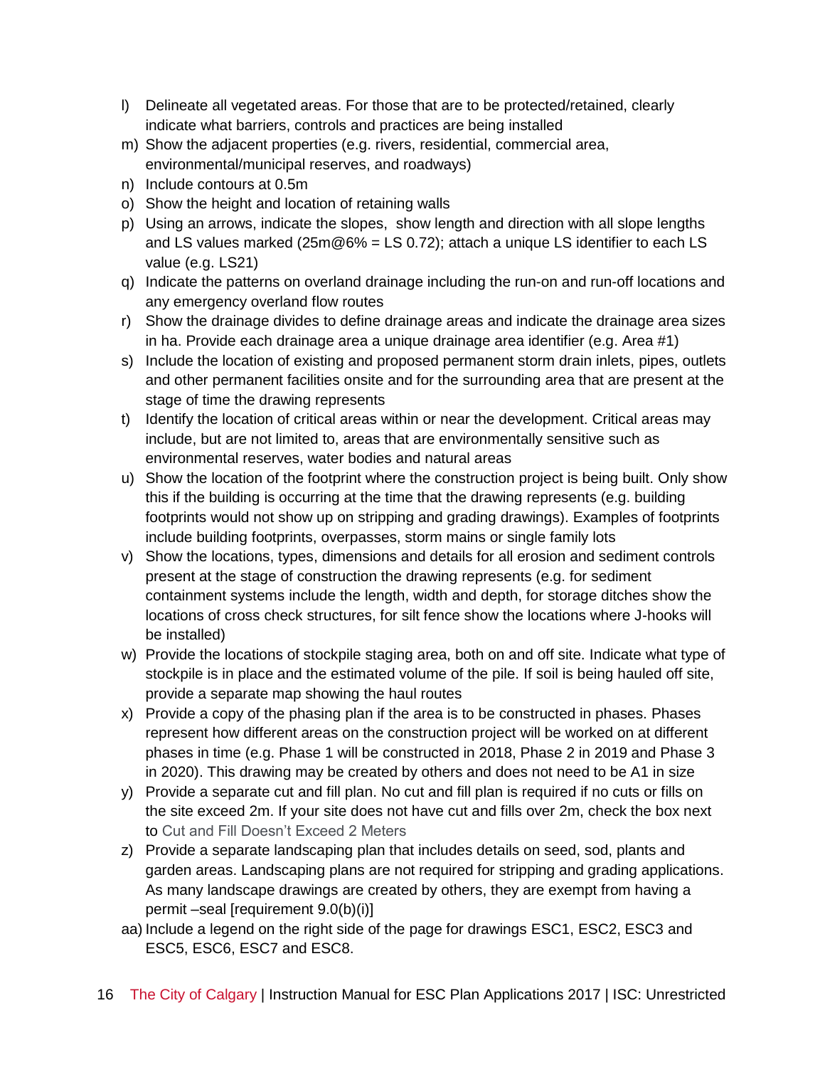l) Delineate all vegetated areas. For those that are to be protected/retained, clearly indicate what barriers, controls and practices are being installed
m) Show the adjacent properties (e.g. rivers, residential, commercial area, environmental/municipal reserves, and roadways)
n) Include contours at 0.5m
o) Show the height and location of retaining walls
p) Using an arrows, indicate the slopes, show length and direction with all slope lengths and LS values marked (25m@6% = LS 0.72); attach a unique LS identifier to each LS value (e.g. LS21)
q) Indicate the patterns on overland drainage including the run-on and run-off locations and any emergency overland flow routes
r) Show the drainage divides to define drainage areas and indicate the drainage area sizes in ha. Provide each drainage area a unique drainage area identifier (e.g. Area #1)
s) Include the location of existing and proposed permanent storm drain inlets, pipes, outlets and other permanent facilities onsite and for the surrounding area that are present at the stage of time the drawing represents
t) Identify the location of critical areas within or near the development. Critical areas may include, but are not limited to, areas that are environmentally sensitive such as environmental reserves, water bodies and natural areas
u) Show the location of the footprint where the construction project is being built. Only show this if the building is occurring at the time that the drawing represents (e.g. building footprints would not show up on stripping and grading drawings). Examples of footprints include building footprints, overpasses, storm mains or single family lots
v) Show the locations, types, dimensions and details for all erosion and sediment controls present at the stage of construction the drawing represents (e.g. for sediment containment systems include the length, width and depth, for storage ditches show the locations of cross check structures, for silt fence show the locations where J-hooks will be installed)
w) Provide the locations of stockpile staging area, both on and off site. Indicate what type of stockpile is in place and the estimated volume of the pile. If soil is being hauled off site, provide a separate map showing the haul routes
x) Provide a copy of the phasing plan if the area is to be constructed in phases. Phases represent how different areas on the construction project will be worked on at different phases in time (e.g. Phase 1 will be constructed in 2018, Phase 2 in 2019 and Phase 3 in 2020). This drawing may be created by others and does not need to be A1 in size
y) Provide a separate cut and fill plan. No cut and fill plan is required if no cuts or fills on the site exceed 2m. If your site does not have cut and fills over 2m, check the box next to Cut and Fill Doesn't Exceed 2 Meters
z) Provide a separate landscaping plan that includes details on seed, sod, plants and garden areas. Landscaping plans are not required for stripping and grading applications. As many landscape drawings are created by others, they are exempt from having a permit –seal [requirement 9.0(b)(i)]
aa) Include a legend on the right side of the page for drawings ESC1, ESC2, ESC3 and ESC5, ESC6, ESC7 and ESC8.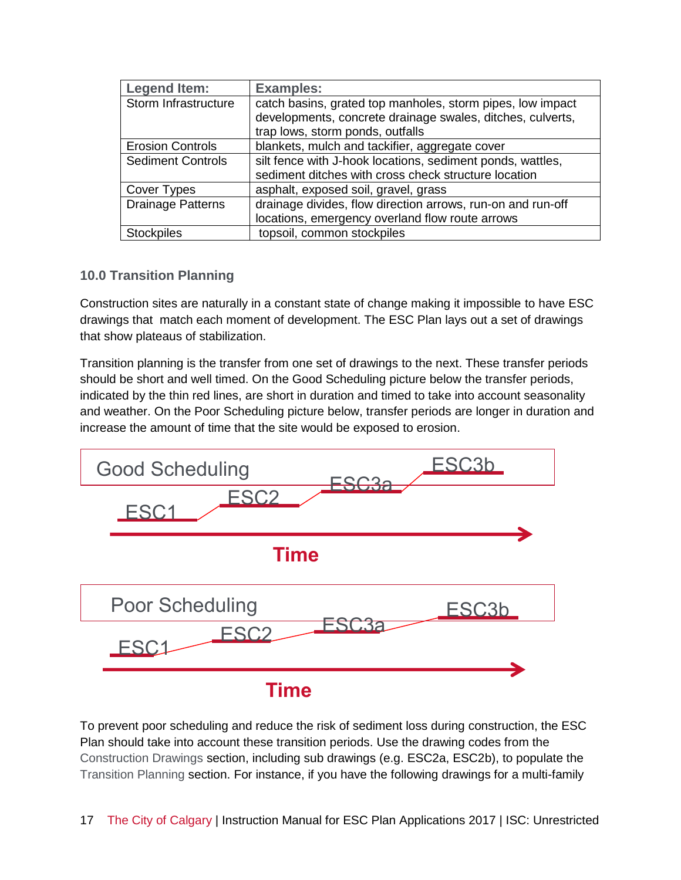| Legend Item: | Examples: |
|---|---|
| Storm Infrastructure | catch basins, grated top manholes, storm pipes, low impact developments, concrete drainage swales, ditches, culverts, trap lows, storm ponds, outfalls |
| Erosion Controls | blankets, mulch and tackifier, aggregate cover |
| Sediment Controls | silt fence with J-hook locations, sediment ponds, wattles, sediment ditches with cross check structure location |
| Cover Types | asphalt, exposed soil, gravel, grass |
| Drainage Patterns | drainage divides, flow direction arrows, run-on and run-off locations, emergency overland flow route arrows |
| Stockpiles | topsoil, common stockpiles |

### 10.0 Transition Planning

Construction sites are naturally in a constant state of change making it impossible to have ESC drawings that match each moment of development. The ESC Plan lays out a set of drawings that show plateaus of stabilization.

Transition planning is the transfer from one set of drawings to the next. These transfer periods should be short and well timed. On the Good Scheduling picture below the transfer periods, indicated by the thin red lines, are short in duration and timed to take into account seasonality and weather. On the Poor Scheduling picture below, transfer periods are longer in duration and increase the amount of time that the site would be exposed to erosion.

Good Scheduling

ESC1 — ESC2 — ESC3a — ESC3b

Time

Poor Scheduling

ESC1 — ESC2 — ESC3a — ESC3b

Time

To prevent poor scheduling and reduce the risk of sediment loss during construction, the ESC Plan should take into account these transition periods. Use the drawing codes from the Construction Drawings section, including sub drawings (e.g. ESC2a, ESC2b), to populate the Transition Planning section. For instance, if you have the following drawings for a multi-family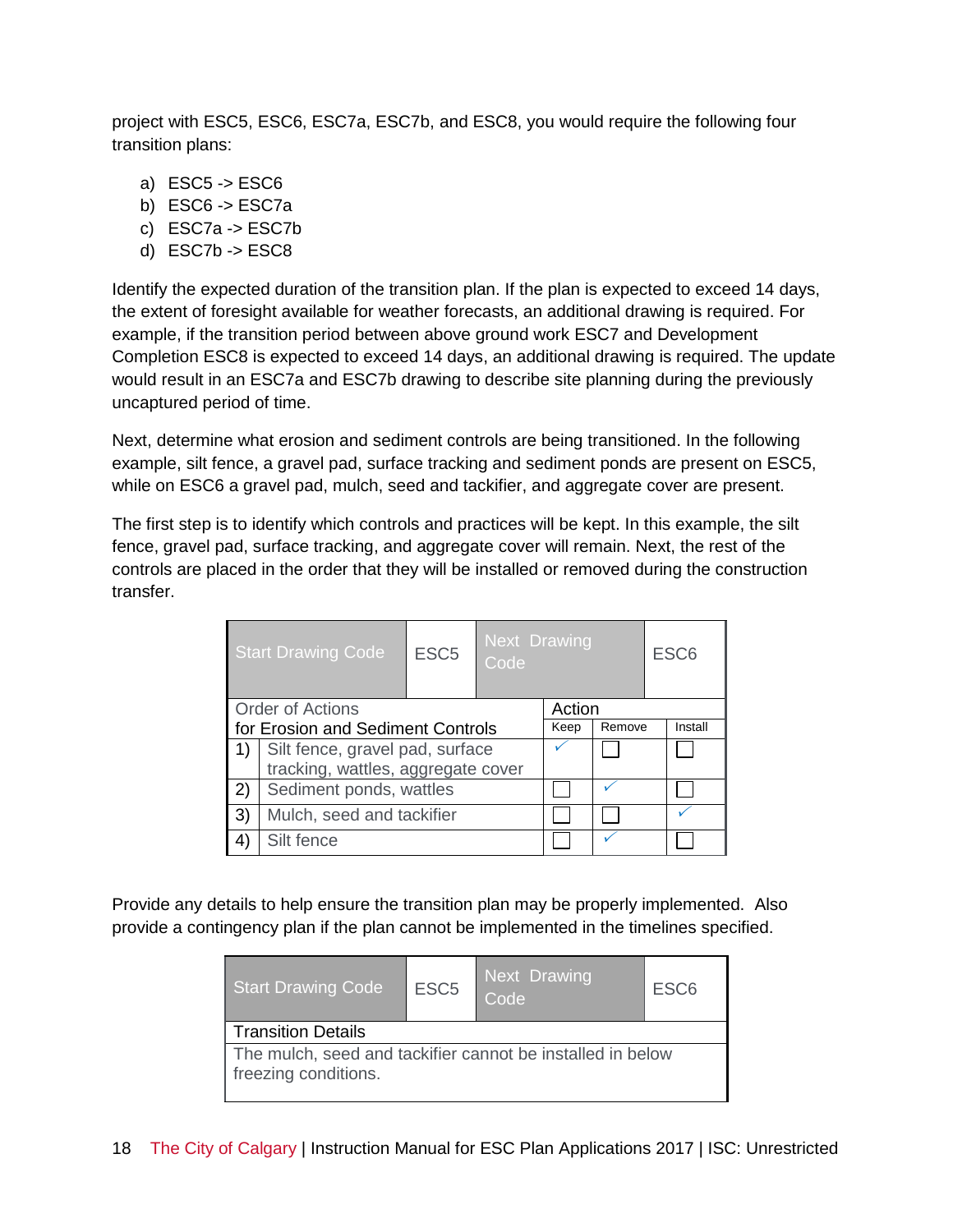project with ESC5, ESC6, ESC7a, ESC7b, and ESC8, you would require the following four transition plans:

a) ESC5 -> ESC6
b) ESC6 -> ESC7a
c) ESC7a -> ESC7b
d) ESC7b -> ESC8

Identify the expected duration of the transition plan. If the plan is expected to exceed 14 days, the extent of foresight available for weather forecasts, an additional drawing is required. For example, if the transition period between above ground work ESC7 and Development Completion ESC8 is expected to exceed 14 days, an additional drawing is required. The update would result in an ESC7a and ESC7b drawing to describe site planning during the previously uncaptured period of time.

Next, determine what erosion and sediment controls are being transitioned. In the following example, silt fence, a gravel pad, surface tracking and sediment ponds are present on ESC5, while on ESC6 a gravel pad, mulch, seed and tackifier, and aggregate cover are present.

The first step is to identify which controls and practices will be kept. In this example, the silt fence, gravel pad, surface tracking, and aggregate cover will remain. Next, the rest of the controls are placed in the order that they will be installed or removed during the construction transfer.

| Start Drawing Code | ESC5 | Next Drawing Code | ESC6 | |
|---|---|---|---|---|
| **Order of Actions for Erosion and Sediment Controls** | | **Action** | | |
| | | Keep | Remove | Install |
| 1) | Silt fence, gravel pad, surface tracking, wattles, aggregate cover | ✓ | ☐ | ☐ |
| 2) | Sediment ponds, wattles | ☐ | ✓ | ☐ |
| 3) | Mulch, seed and tackifier | ☐ | ☐ | ✓ |
| 4) | Silt fence | ☐ | ✓ | ☐ |

Provide any details to help ensure the transition plan may be properly implemented. Also provide a contingency plan if the plan cannot be implemented in the timelines specified.

| Start Drawing Code | ESC5 | Next Drawing Code | ESC6 |
|---|---|---|---|
| **Transition Details** | | | |
| The mulch, seed and tackifier cannot be installed in below freezing conditions. | | | |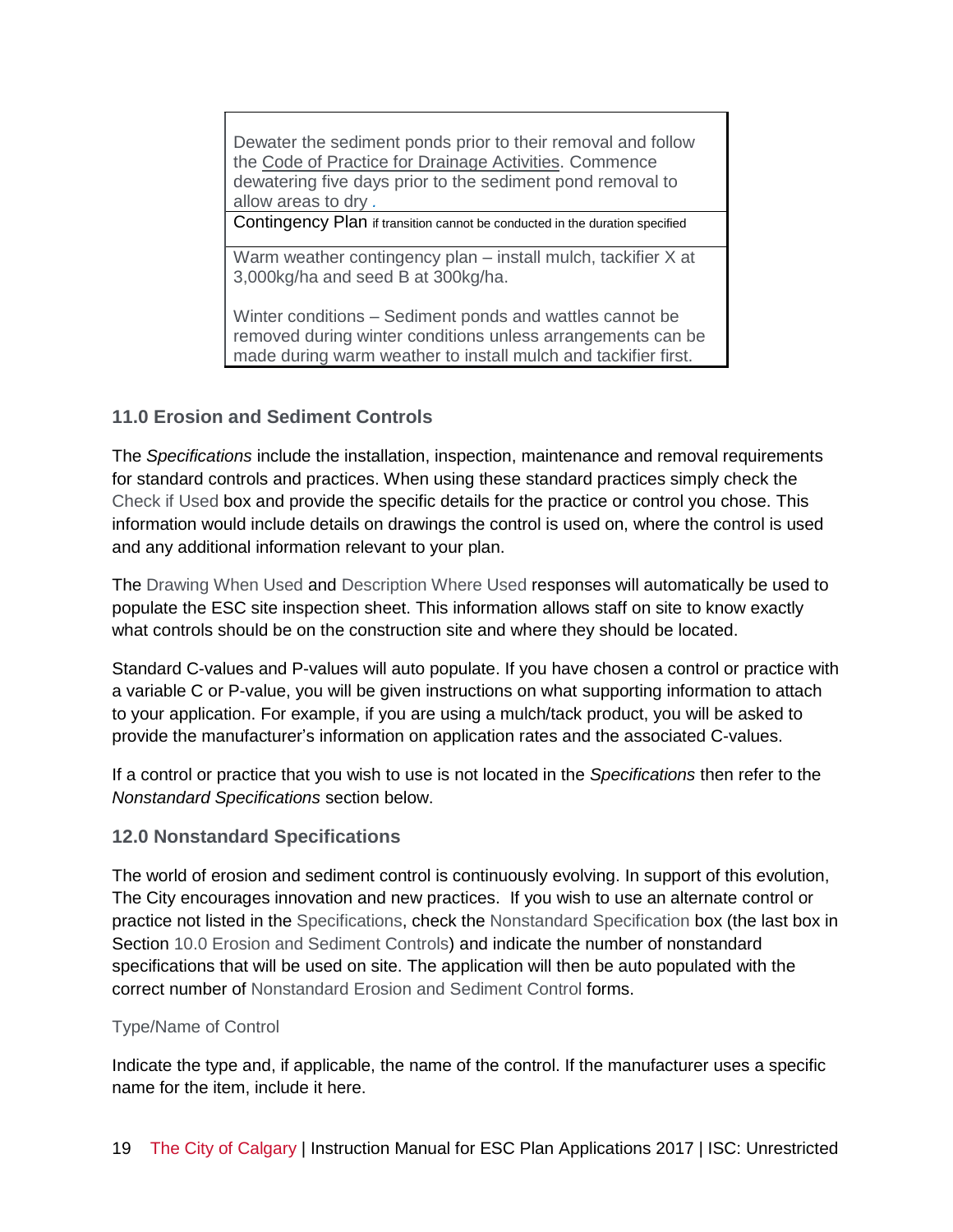| Dewater the sediment ponds prior to their removal and follow the Code of Practice for Drainage Activities. Commence dewatering five days prior to the sediment pond removal to allow areas to dry . |
|---|
| Contingency Plan if transition cannot be conducted in the duration specified |
| Warm weather contingency plan – install mulch, tackifier X at 3,000kg/ha and seed B at 300kg/ha.<br><br>Winter conditions – Sediment ponds and wattles cannot be removed during winter conditions unless arrangements can be made during warm weather to install mulch and tackifier first. |

### 11.0 Erosion and Sediment Controls

The *Specifications* include the installation, inspection, maintenance and removal requirements for standard controls and practices. When using these standard practices simply check the Check if Used box and provide the specific details for the practice or control you chose. This information would include details on drawings the control is used on, where the control is used and any additional information relevant to your plan.

The Drawing When Used and Description Where Used responses will automatically be used to populate the ESC site inspection sheet. This information allows staff on site to know exactly what controls should be on the construction site and where they should be located.

Standard C-values and P-values will auto populate. If you have chosen a control or practice with a variable C or P-value, you will be given instructions on what supporting information to attach to your application. For example, if you are using a mulch/tack product, you will be asked to provide the manufacturer's information on application rates and the associated C-values.

If a control or practice that you wish to use is not located in the *Specifications* then refer to the *Nonstandard Specifications* section below.

### 12.0 Nonstandard Specifications

The world of erosion and sediment control is continuously evolving. In support of this evolution, The City encourages innovation and new practices. If you wish to use an alternate control or practice not listed in the Specifications, check the Nonstandard Specification box (the last box in Section 10.0 Erosion and Sediment Controls) and indicate the number of nonstandard specifications that will be used on site. The application will then be auto populated with the correct number of Nonstandard Erosion and Sediment Control forms.

Type/Name of Control

Indicate the type and, if applicable, the name of the control. If the manufacturer uses a specific name for the item, include it here.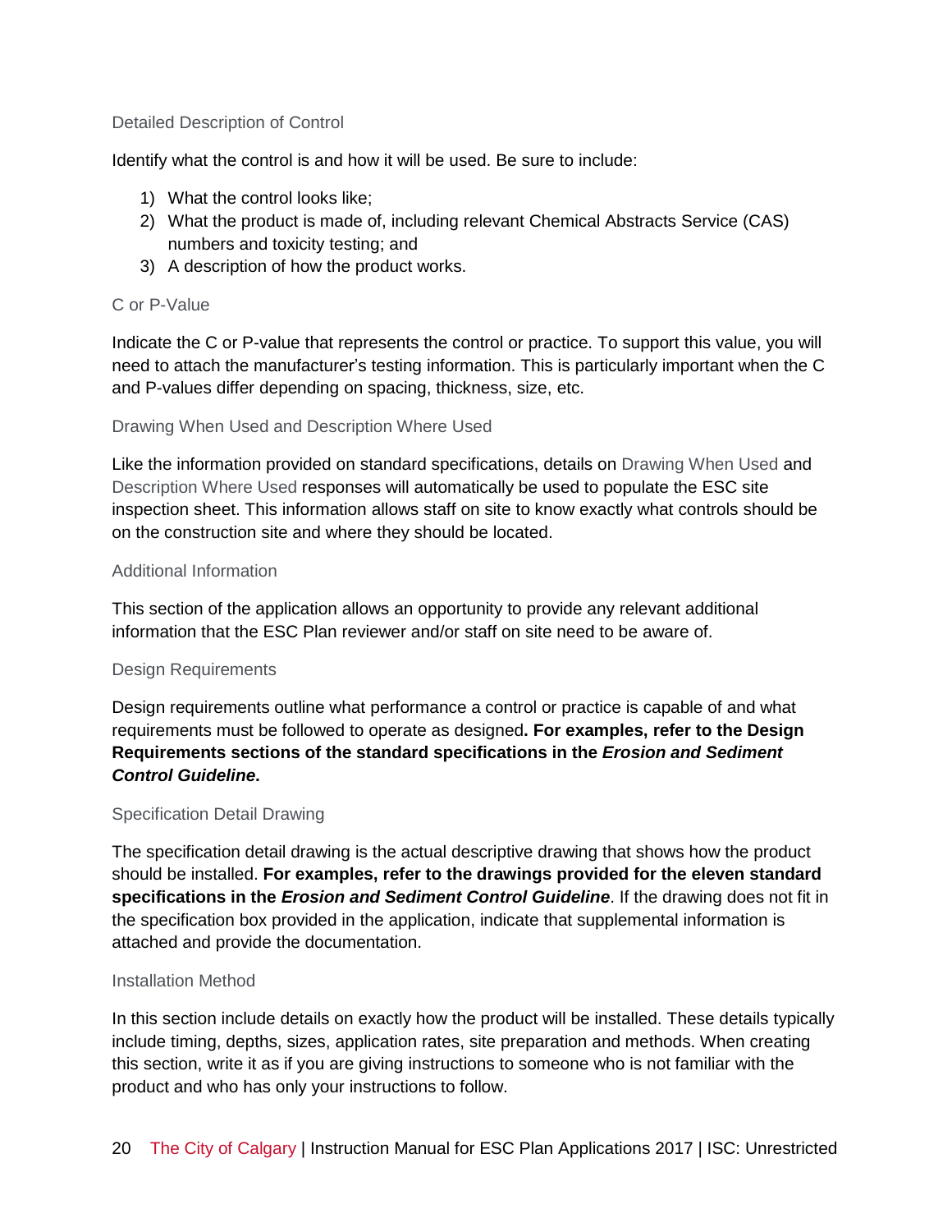### Detailed Description of Control

Identify what the control is and how it will be used. Be sure to include:

1) What the control looks like;
2) What the product is made of, including relevant Chemical Abstracts Service (CAS) numbers and toxicity testing; and
3) A description of how the product works.

### C or P-Value

Indicate the C or P-value that represents the control or practice. To support this value, you will need to attach the manufacturer's testing information. This is particularly important when the C and P-values differ depending on spacing, thickness, size, etc.

### Drawing When Used and Description Where Used

Like the information provided on standard specifications, details on Drawing When Used and Description Where Used responses will automatically be used to populate the ESC site inspection sheet. This information allows staff on site to know exactly what controls should be on the construction site and where they should be located.

### Additional Information

This section of the application allows an opportunity to provide any relevant additional information that the ESC Plan reviewer and/or staff on site need to be aware of.

### Design Requirements

Design requirements outline what performance a control or practice is capable of and what requirements must be followed to operate as designed**. For examples, refer to the Design Requirements sections of the standard specifications in the *Erosion and Sediment Control Guideline*.**

### Specification Detail Drawing

The specification detail drawing is the actual descriptive drawing that shows how the product should be installed. **For examples, refer to the drawings provided for the eleven standard specifications in the *Erosion and Sediment Control Guideline***. If the drawing does not fit in the specification box provided in the application, indicate that supplemental information is attached and provide the documentation.

### Installation Method

In this section include details on exactly how the product will be installed. These details typically include timing, depths, sizes, application rates, site preparation and methods. When creating this section, write it as if you are giving instructions to someone who is not familiar with the product and who has only your instructions to follow.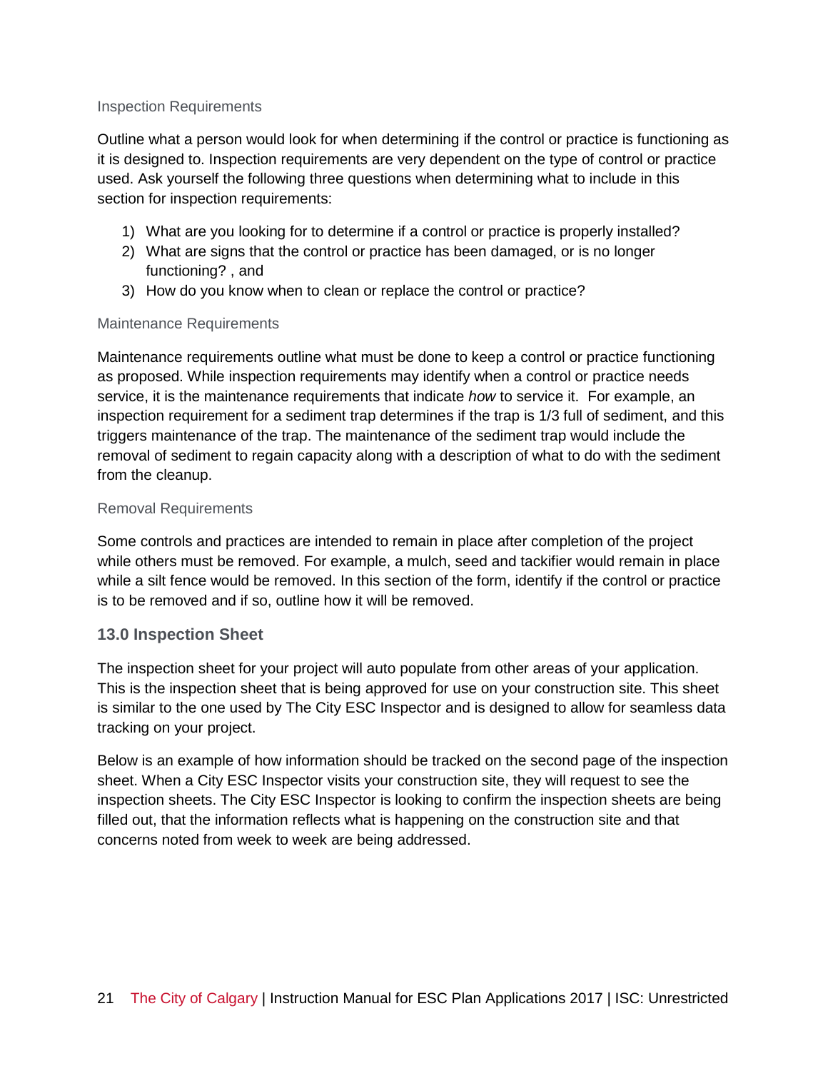### Inspection Requirements

Outline what a person would look for when determining if the control or practice is functioning as it is designed to. Inspection requirements are very dependent on the type of control or practice used. Ask yourself the following three questions when determining what to include in this section for inspection requirements:

1) What are you looking for to determine if a control or practice is properly installed?
2) What are signs that the control or practice has been damaged, or is no longer functioning? , and
3) How do you know when to clean or replace the control or practice?

### Maintenance Requirements

Maintenance requirements outline what must be done to keep a control or practice functioning as proposed. While inspection requirements may identify when a control or practice needs service, it is the maintenance requirements that indicate *how* to service it. For example, an inspection requirement for a sediment trap determines if the trap is 1/3 full of sediment, and this triggers maintenance of the trap. The maintenance of the sediment trap would include the removal of sediment to regain capacity along with a description of what to do with the sediment from the cleanup.

### Removal Requirements

Some controls and practices are intended to remain in place after completion of the project while others must be removed. For example, a mulch, seed and tackifier would remain in place while a silt fence would be removed. In this section of the form, identify if the control or practice is to be removed and if so, outline how it will be removed.

## 13.0 Inspection Sheet

The inspection sheet for your project will auto populate from other areas of your application. This is the inspection sheet that is being approved for use on your construction site. This sheet is similar to the one used by The City ESC Inspector and is designed to allow for seamless data tracking on your project.

Below is an example of how information should be tracked on the second page of the inspection sheet. When a City ESC Inspector visits your construction site, they will request to see the inspection sheets. The City ESC Inspector is looking to confirm the inspection sheets are being filled out, that the information reflects what is happening on the construction site and that concerns noted from week to week are being addressed.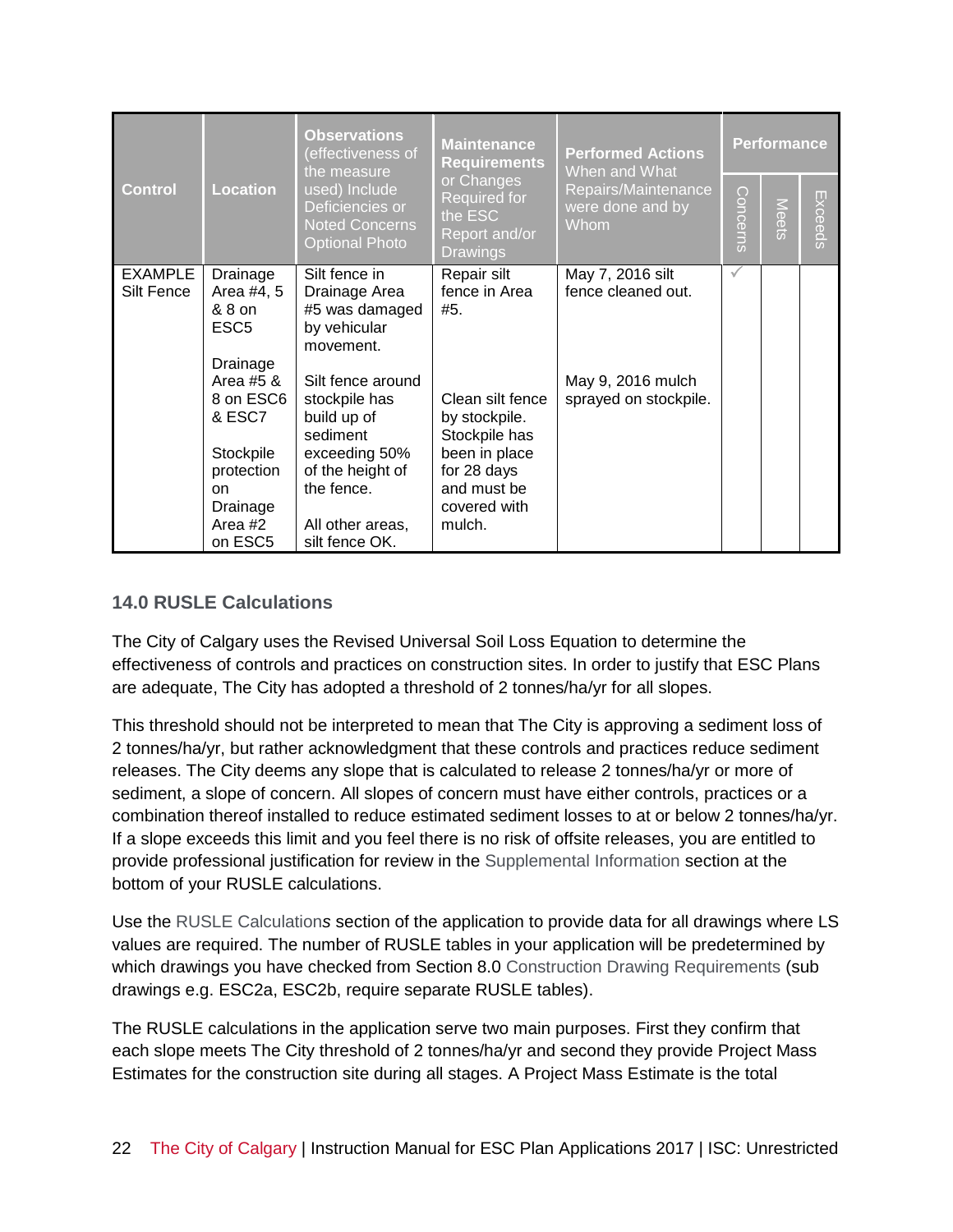| Control | Location | **Observations** (effectiveness of the measure used) Include Deficiencies or Noted Concerns Optional Photo | **Maintenance Requirements** or Changes Required for the ESC Report and/or Drawings | **Performed Actions** When and What Repairs/Maintenance were done and by Whom | Performance | | |
|---|---|---|---|---|---|---|---|
| | | | | | Concerns | Meets | Exceeds |
| EXAMPLE Silt Fence | Drainage Area #4, 5 & 8 on ESC5<br><br>Drainage Area #5 & 8 on ESC6 & ESC7<br><br>Stockpile protection on Drainage Area #2 on ESC5 | Silt fence in Drainage Area #5 was damaged by vehicular movement.<br><br>Silt fence around stockpile has build up of sediment exceeding 50% of the height of the fence.<br><br>All other areas, silt fence OK. | Repair silt fence in Area #5.<br><br>Clean silt fence by stockpile. Stockpile has been in place for 28 days and must be covered with mulch. | May 7, 2016 silt fence cleaned out.<br><br>May 9, 2016 mulch sprayed on stockpile. | ✓ | | |

## 14.0 RUSLE Calculations

The City of Calgary uses the Revised Universal Soil Loss Equation to determine the effectiveness of controls and practices on construction sites. In order to justify that ESC Plans are adequate, The City has adopted a threshold of 2 tonnes/ha/yr for all slopes.

This threshold should not be interpreted to mean that The City is approving a sediment loss of 2 tonnes/ha/yr, but rather acknowledgment that these controls and practices reduce sediment releases. The City deems any slope that is calculated to release 2 tonnes/ha/yr or more of sediment, a slope of concern. All slopes of concern must have either controls, practices or a combination thereof installed to reduce estimated sediment losses to at or below 2 tonnes/ha/yr. If a slope exceeds this limit and you feel there is no risk of offsite releases, you are entitled to provide professional justification for review in the Supplemental Information section at the bottom of your RUSLE calculations.

Use the RUSLE Calculation*s* section of the application to provide data for all drawings where LS values are required. The number of RUSLE tables in your application will be predetermined by which drawings you have checked from Section 8.0 Construction Drawing Requirements (sub drawings e.g. ESC2a, ESC2b, require separate RUSLE tables).

The RUSLE calculations in the application serve two main purposes. First they confirm that each slope meets The City threshold of 2 tonnes/ha/yr and second they provide Project Mass Estimates for the construction site during all stages. A Project Mass Estimate is the total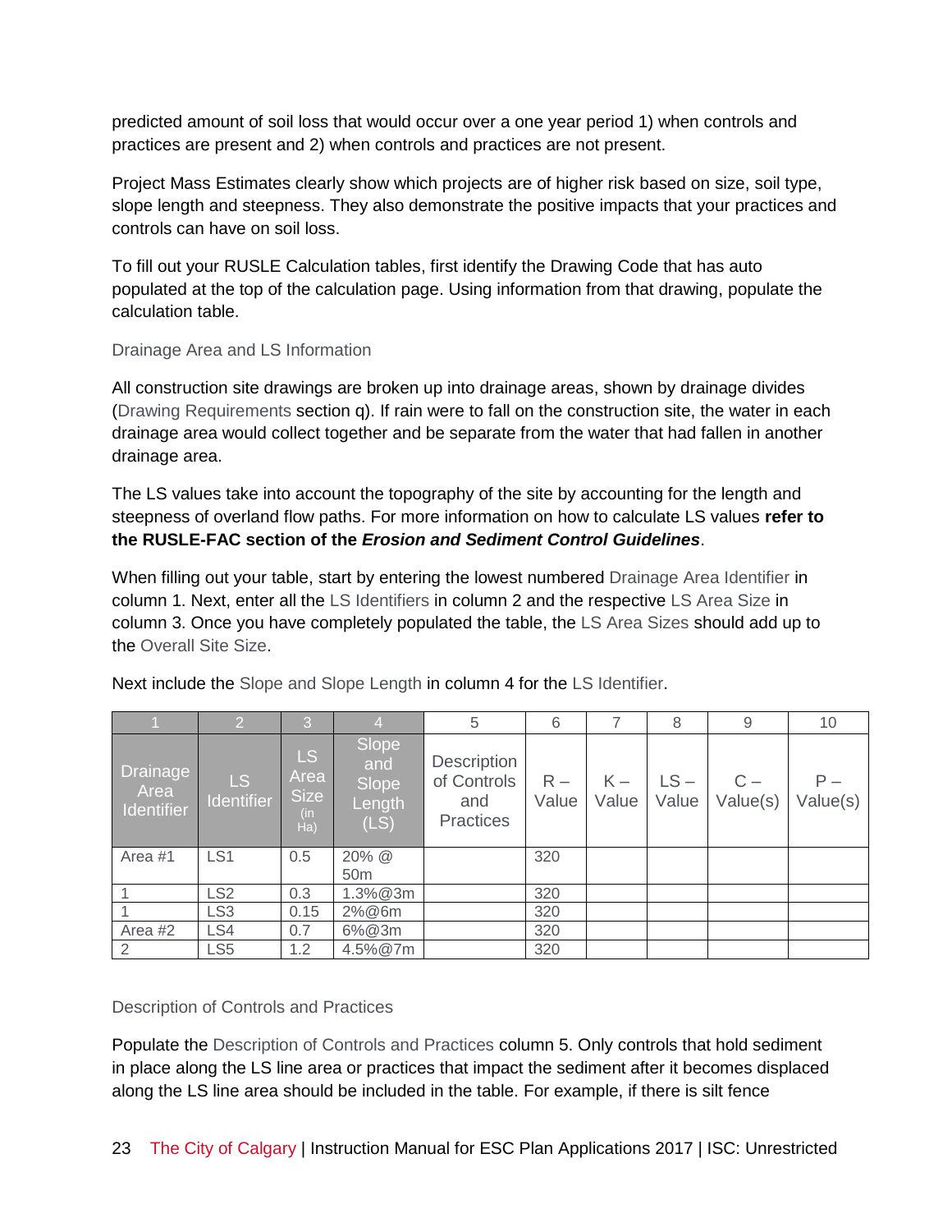predicted amount of soil loss that would occur over a one year period 1) when controls and practices are present and 2) when controls and practices are not present.

Project Mass Estimates clearly show which projects are of higher risk based on size, soil type, slope length and steepness. They also demonstrate the positive impacts that your practices and controls can have on soil loss.

To fill out your RUSLE Calculation tables, first identify the Drawing Code that has auto populated at the top of the calculation page. Using information from that drawing, populate the calculation table.

### Drainage Area and LS Information

All construction site drawings are broken up into drainage areas, shown by drainage divides (Drawing Requirements section q). If rain were to fall on the construction site, the water in each drainage area would collect together and be separate from the water that had fallen in another drainage area.

The LS values take into account the topography of the site by accounting for the length and steepness of overland flow paths. For more information on how to calculate LS values **refer to the RUSLE-FAC section of the *Erosion and Sediment Control Guidelines***.

When filling out your table, start by entering the lowest numbered Drainage Area Identifier in column 1. Next, enter all the LS Identifiers in column 2 and the respective LS Area Size in column 3. Once you have completely populated the table, the LS Area Sizes should add up to the Overall Site Size.

Next include the Slope and Slope Length in column 4 for the LS Identifier.

| 1 | 2 | 3 | 4 | 5 | 6 | 7 | 8 | 9 | 10 |
|---|---|---|---|---|---|---|---|---|---|
| Drainage Area Identifier | LS Identifier | LS Area Size (in Ha) | Slope and Slope Length (LS) | Description of Controls and Practices | R – Value | K – Value | LS – Value | C – Value(s) | P – Value(s) |
| Area #1 | LS1 | 0.5 | 20% @ 50m | | 320 | | | | |
| 1 | LS2 | 0.3 | 1.3%@3m | | 320 | | | | |
| 1 | LS3 | 0.15 | 2%@6m | | 320 | | | | |
| Area #2 | LS4 | 0.7 | 6%@3m | | 320 | | | | |
| 2 | LS5 | 1.2 | 4.5%@7m | | 320 | | | | |

### Description of Controls and Practices

Populate the Description of Controls and Practices column 5. Only controls that hold sediment in place along the LS line area or practices that impact the sediment after it becomes displaced along the LS line area should be included in the table. For example, if there is silt fence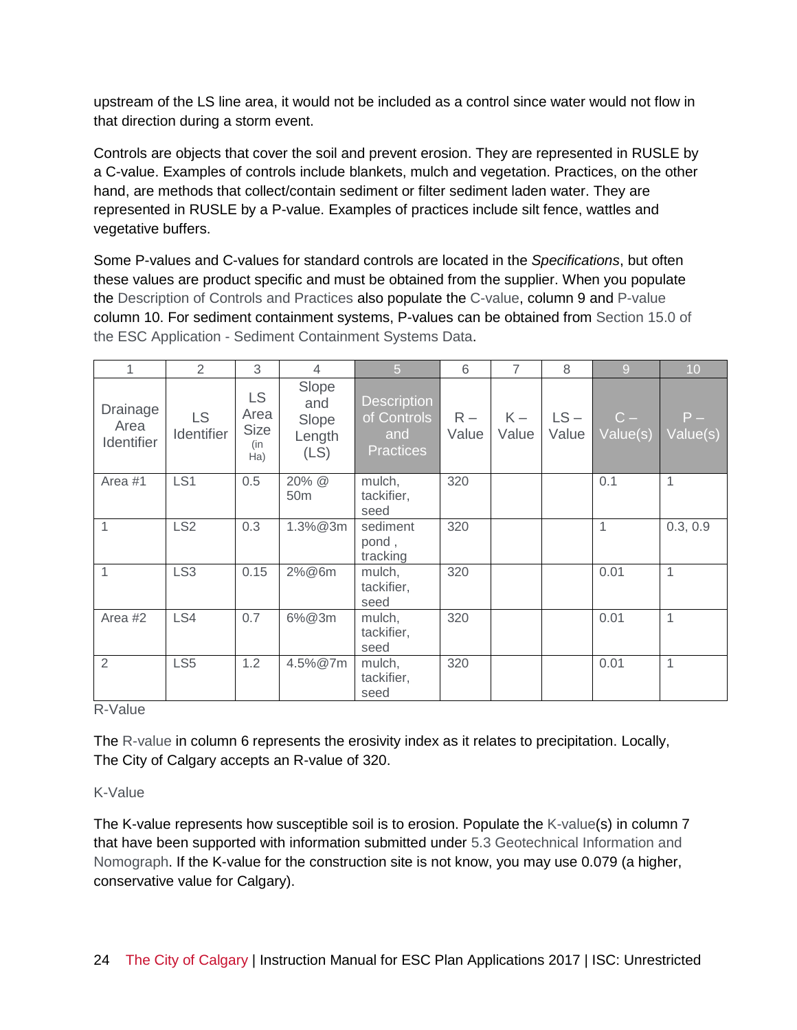upstream of the LS line area, it would not be included as a control since water would not flow in that direction during a storm event.

Controls are objects that cover the soil and prevent erosion. They are represented in RUSLE by a C-value. Examples of controls include blankets, mulch and vegetation. Practices, on the other hand, are methods that collect/contain sediment or filter sediment laden water. They are represented in RUSLE by a P-value. Examples of practices include silt fence, wattles and vegetative buffers.

Some P-values and C-values for standard controls are located in the *Specifications*, but often these values are product specific and must be obtained from the supplier. When you populate the Description of Controls and Practices also populate the C-value, column 9 and P-value column 10. For sediment containment systems, P-values can be obtained from Section 15.0 of the ESC Application - Sediment Containment Systems Data.

| 1 | 2 | 3 | 4 | 5 | 6 | 7 | 8 | 9 | 10 |
|---|---|---|---|---|---|---|---|---|---|
| Drainage Area Identifier | LS Identifier | LS Area Size (in Ha) | Slope and Slope Length (LS) | Description of Controls and Practices | R – Value | K – Value | LS – Value | C – Value(s) | P – Value(s) |
| Area #1 | LS1 | 0.5 | 20% @ 50m | mulch, tackifier, seed | 320 | | | 0.1 | 1 |
| 1 | LS2 | 0.3 | 1.3%@3m | sediment pond , tracking | 320 | | | 1 | 0.3, 0.9 |
| 1 | LS3 | 0.15 | 2%@6m | mulch, tackifier, seed | 320 | | | 0.01 | 1 |
| Area #2 | LS4 | 0.7 | 6%@3m | mulch, tackifier, seed | 320 | | | 0.01 | 1 |
| 2 | LS5 | 1.2 | 4.5%@7m | mulch, tackifier, seed | 320 | | | 0.01 | 1 |

### R-Value

The R-value in column 6 represents the erosivity index as it relates to precipitation. Locally, The City of Calgary accepts an R-value of 320.

### K-Value

The K-value represents how susceptible soil is to erosion. Populate the K-value(s) in column 7 that have been supported with information submitted under 5.3 Geotechnical Information and Nomograph. If the K-value for the construction site is not know, you may use 0.079 (a higher, conservative value for Calgary).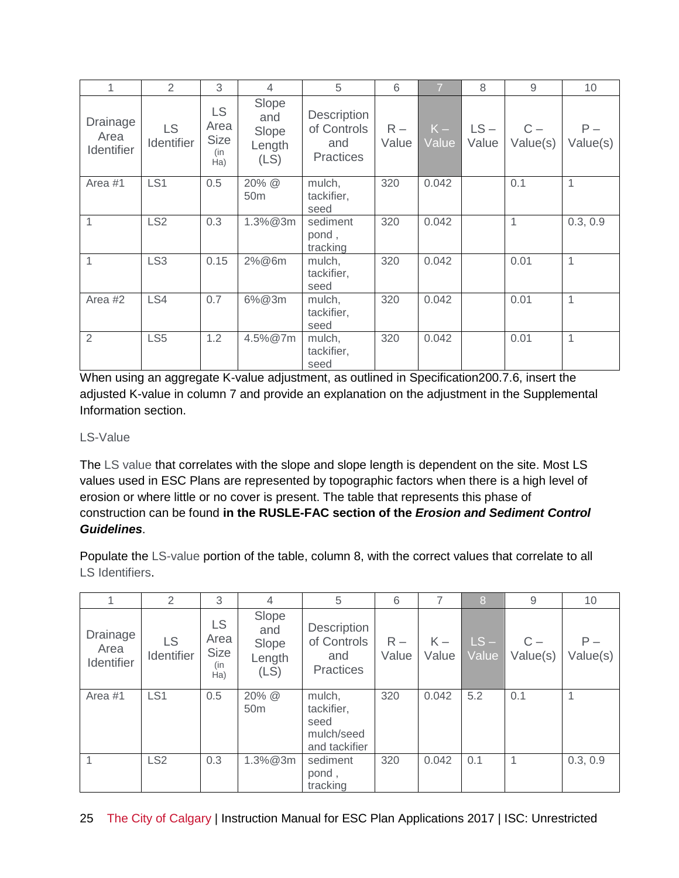| 1 | 2 | 3 | 4 | 5 | 6 | 7 | 8 | 9 | 10 |
|---|---|---|---|---|---|---|---|---|---|
| Drainage Area Identifier | LS Identifier | LS Area Size (in Ha) | Slope and Slope Length (LS) | Description of Controls and Practices | R – Value | K – Value | LS – Value | C – Value(s) | P – Value(s) |
| Area #1 | LS1 | 0.5 | 20% @ 50m | mulch, tackifier, seed | 320 | 0.042 | | 0.1 | 1 |
| 1 | LS2 | 0.3 | 1.3%@3m | sediment pond , tracking | 320 | 0.042 | | 1 | 0.3, 0.9 |
| 1 | LS3 | 0.15 | 2%@6m | mulch, tackifier, seed | 320 | 0.042 | | 0.01 | 1 |
| Area #2 | LS4 | 0.7 | 6%@3m | mulch, tackifier, seed | 320 | 0.042 | | 0.01 | 1 |
| 2 | LS5 | 1.2 | 4.5%@7m | mulch, tackifier, seed | 320 | 0.042 | | 0.01 | 1 |

When using an aggregate K-value adjustment, as outlined in Specification200.7.6, insert the adjusted K-value in column 7 and provide an explanation on the adjustment in the Supplemental Information section.

### LS-Value

The LS value that correlates with the slope and slope length is dependent on the site. Most LS values used in ESC Plans are represented by topographic factors when there is a high level of erosion or where little or no cover is present. The table that represents this phase of construction can be found **in the RUSLE-FAC section of the *Erosion and Sediment Control Guidelines***.

Populate the LS-value portion of the table, column 8, with the correct values that correlate to all LS Identifiers.

| 1 | 2 | 3 | 4 | 5 | 6 | 7 | 8 | 9 | 10 |
|---|---|---|---|---|---|---|---|---|---|
| Drainage Area Identifier | LS Identifier | LS Area Size (in Ha) | Slope and Slope Length (LS) | Description of Controls and Practices | R – Value | K – Value | LS – Value | C – Value(s) | P – Value(s) |
| Area #1 | LS1 | 0.5 | 20% @ 50m | mulch, tackifier, seed mulch/seed and tackifier | 320 | 0.042 | 5.2 | 0.1 | 1 |
| 1 | LS2 | 0.3 | 1.3%@3m | sediment pond , tracking | 320 | 0.042 | 0.1 | 1 | 0.3, 0.9 |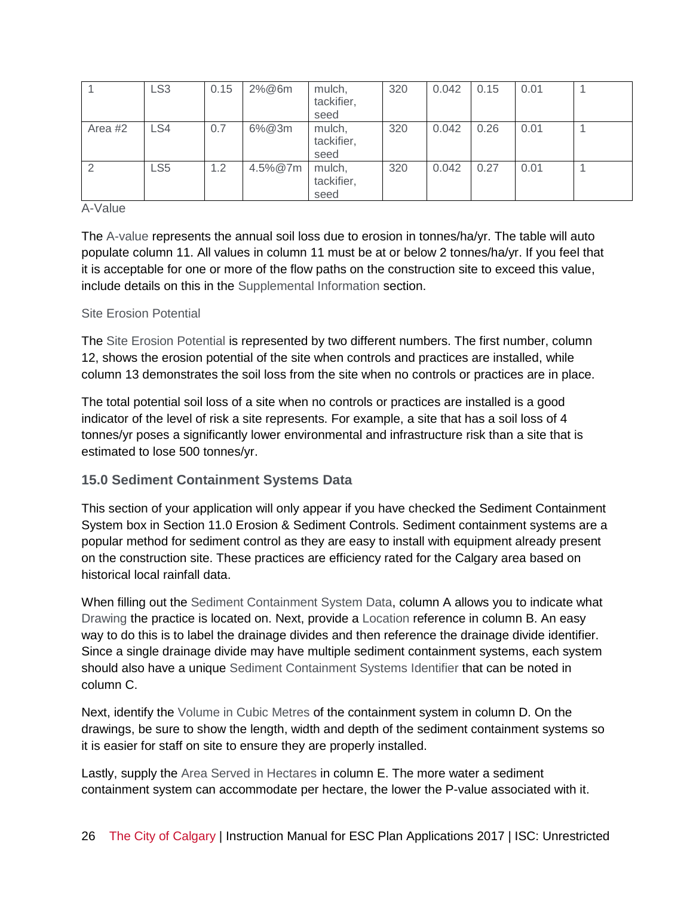| 1 | LS3 | 0.15 | 2%@6m | mulch, tackifier, seed | 320 | 0.042 | 0.15 | 0.01 | 1 |
|---|---|---|---|---|---|---|---|---|---|
| Area #2 | LS4 | 0.7 | 6%@3m | mulch, tackifier, seed | 320 | 0.042 | 0.26 | 0.01 | 1 |
| 2 | LS5 | 1.2 | 4.5%@7m | mulch, tackifier, seed | 320 | 0.042 | 0.27 | 0.01 | 1 |

A-Value

The A-value represents the annual soil loss due to erosion in tonnes/ha/yr. The table will auto populate column 11. All values in column 11 must be at or below 2 tonnes/ha/yr. If you feel that it is acceptable for one or more of the flow paths on the construction site to exceed this value, include details on this in the Supplemental Information section.

Site Erosion Potential

The Site Erosion Potential is represented by two different numbers. The first number, column 12, shows the erosion potential of the site when controls and practices are installed, while column 13 demonstrates the soil loss from the site when no controls or practices are in place.

The total potential soil loss of a site when no controls or practices are installed is a good indicator of the level of risk a site represents. For example, a site that has a soil loss of 4 tonnes/yr poses a significantly lower environmental and infrastructure risk than a site that is estimated to lose 500 tonnes/yr.

## 15.0 Sediment Containment Systems Data

This section of your application will only appear if you have checked the Sediment Containment System box in Section 11.0 Erosion & Sediment Controls. Sediment containment systems are a popular method for sediment control as they are easy to install with equipment already present on the construction site. These practices are efficiency rated for the Calgary area based on historical local rainfall data.

When filling out the Sediment Containment System Data, column A allows you to indicate what Drawing the practice is located on. Next, provide a Location reference in column B. An easy way to do this is to label the drainage divides and then reference the drainage divide identifier. Since a single drainage divide may have multiple sediment containment systems, each system should also have a unique Sediment Containment Systems Identifier that can be noted in column C.

Next, identify the Volume in Cubic Metres of the containment system in column D. On the drawings, be sure to show the length, width and depth of the sediment containment systems so it is easier for staff on site to ensure they are properly installed.

Lastly, supply the Area Served in Hectares in column E. The more water a sediment containment system can accommodate per hectare, the lower the P-value associated with it.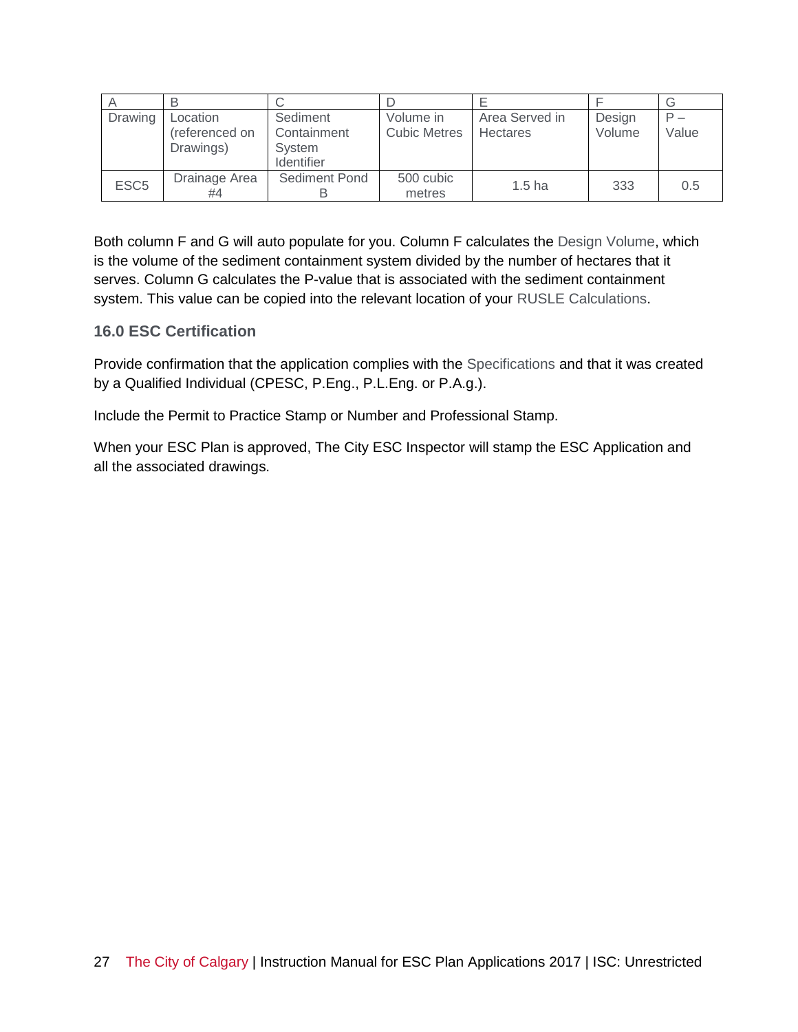| A | B | C | D | E | F | G |
|---|---|---|---|---|---|---|
| Drawing | Location (referenced on Drawings) | Sediment Containment System Identifier | Volume in Cubic Metres | Area Served in Hectares | Design Volume | P – Value |
| ESC5 | Drainage Area #4 | Sediment Pond B | 500 cubic metres | 1.5 ha | 333 | 0.5 |

Both column F and G will auto populate for you. Column F calculates the Design Volume, which is the volume of the sediment containment system divided by the number of hectares that it serves. Column G calculates the P-value that is associated with the sediment containment system. This value can be copied into the relevant location of your RUSLE Calculations.

### 16.0 ESC Certification

Provide confirmation that the application complies with the Specifications and that it was created by a Qualified Individual (CPESC, P.Eng., P.L.Eng. or P.A.g.).

Include the Permit to Practice Stamp or Number and Professional Stamp.

When your ESC Plan is approved, The City ESC Inspector will stamp the ESC Application and all the associated drawings.